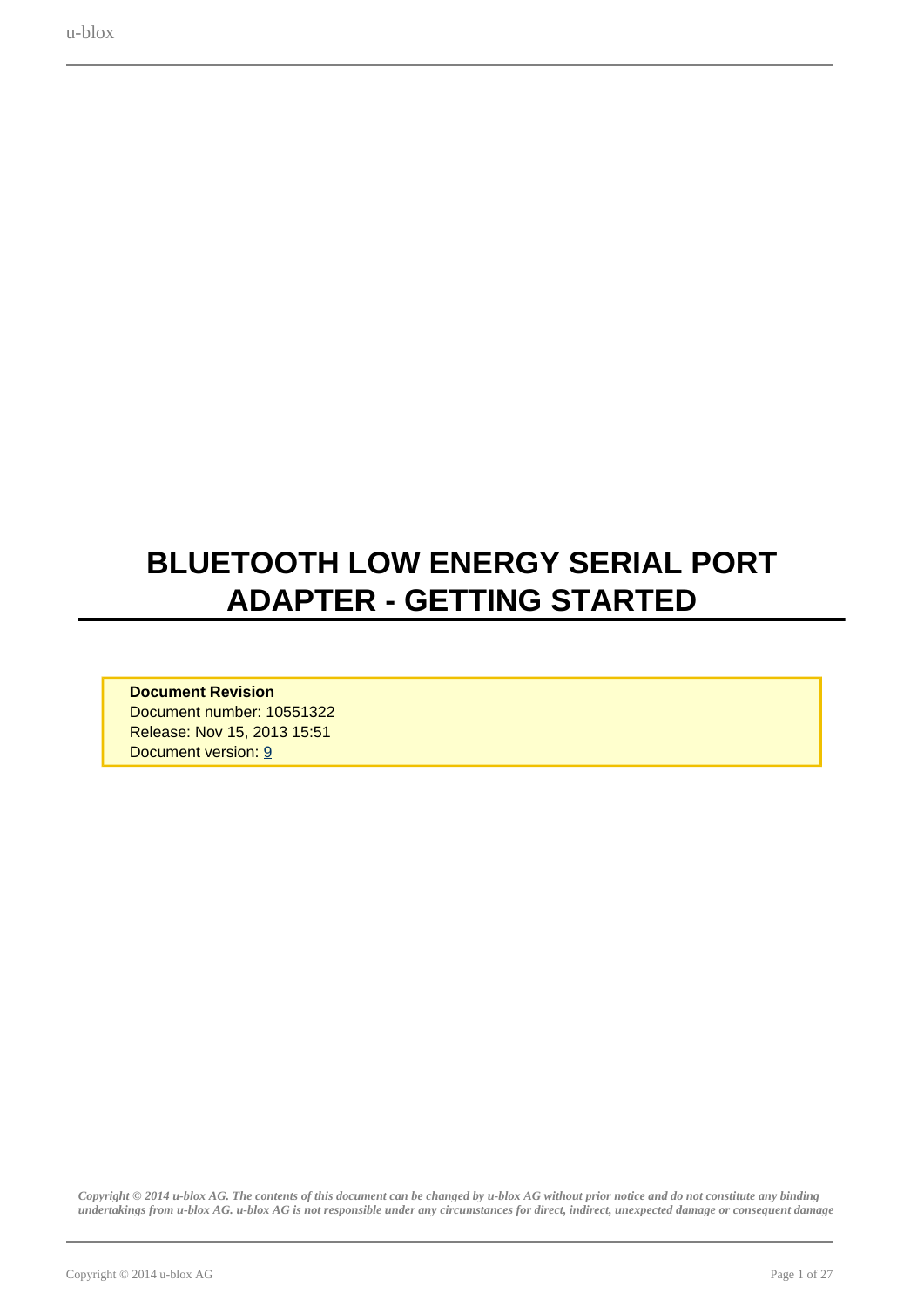# BLUETOOTH LOW ENERGY SERIAL PORT ADAPTER - GETTING STARTED

**Document Revision**
Document number: 10551322
Release: Nov 15, 2013 15:51
Document version: 9

*Copyright © 2014 u-blox AG. The contents of this document can be changed by u-blox AG without prior notice and do not constitute any binding undertakings from u-blox AG. u-blox AG is not responsible under any circumstances for direct, indirect, unexpected damage or consequent damage*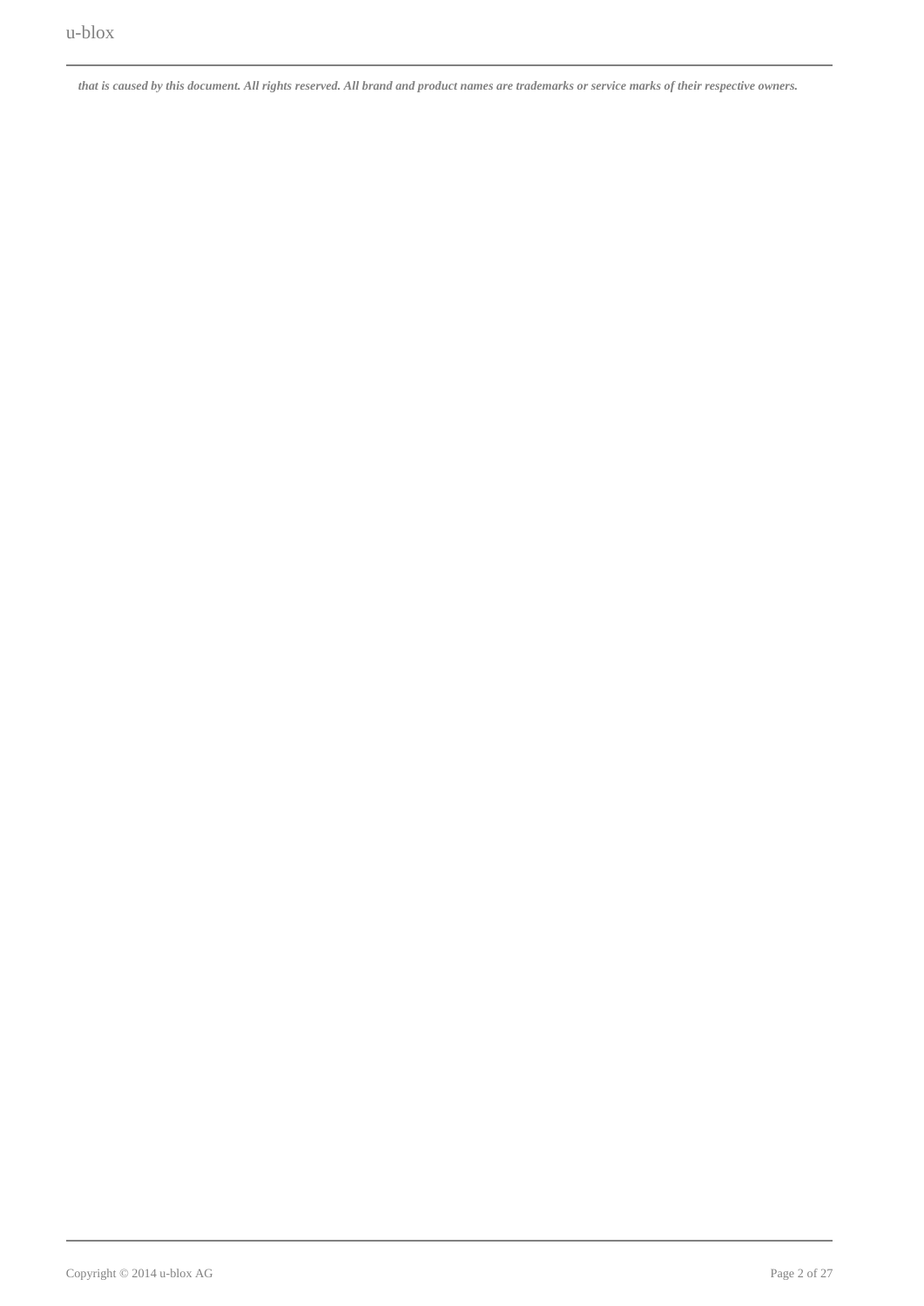***that is caused by this document. All rights reserved. All brand and product names are trademarks or service marks of their respective owners.***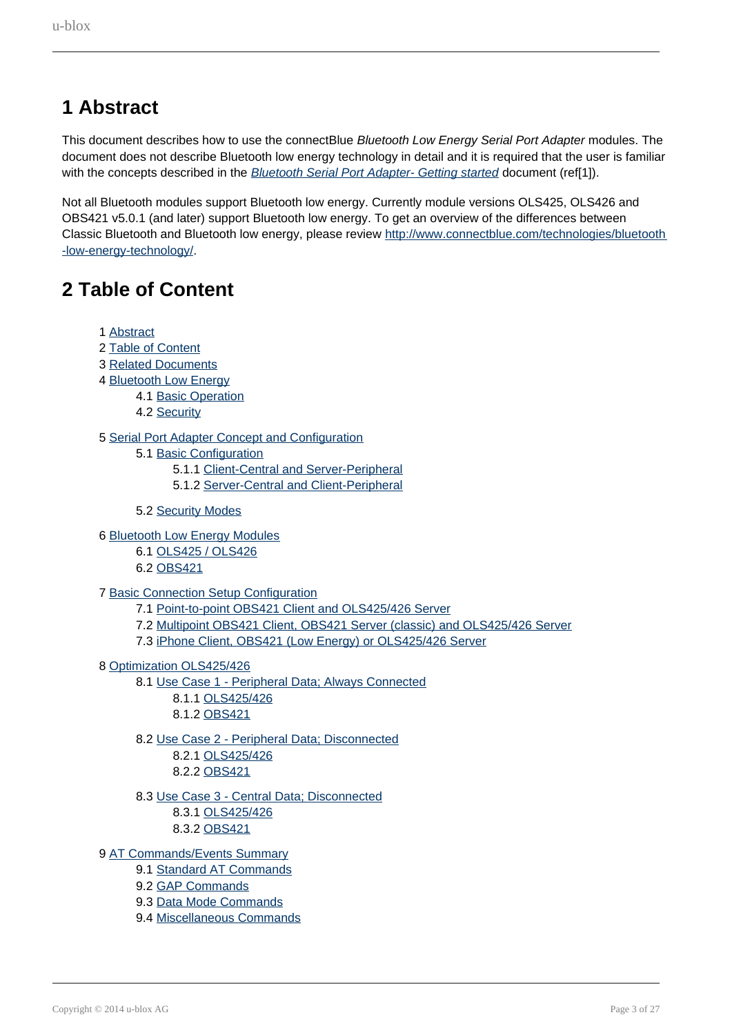# 1 Abstract

This document describes how to use the connectBlue *Bluetooth Low Energy Serial Port Adapter* modules. The document does not describe Bluetooth low energy technology in detail and it is required that the user is familiar with the concepts described in the *Bluetooth Serial Port Adapter- Getting started* document (ref[1]).

Not all Bluetooth modules support Bluetooth low energy. Currently module versions OLS425, OLS426 and OBS421 v5.0.1 (and later) support Bluetooth low energy. To get an overview of the differences between Classic Bluetooth and Bluetooth low energy, please review http://www.connectblue.com/technologies/bluetooth-low-energy-technology/.

# 2 Table of Content

- 1 Abstract
- 2 Table of Content
- 3 Related Documents
- 4 Bluetooth Low Energy
  - 4.1 Basic Operation
  - 4.2 Security
- 5 Serial Port Adapter Concept and Configuration
  - 5.1 Basic Configuration
    - 5.1.1 Client-Central and Server-Peripheral
    - 5.1.2 Server-Central and Client-Peripheral
  - 5.2 Security Modes
- 6 Bluetooth Low Energy Modules
  - 6.1 OLS425 / OLS426
  - 6.2 OBS421
- 7 Basic Connection Setup Configuration
  - 7.1 Point-to-point OBS421 Client and OLS425/426 Server
  - 7.2 Multipoint OBS421 Client, OBS421 Server (classic) and OLS425/426 Server
  - 7.3 iPhone Client, OBS421 (Low Energy) or OLS425/426 Server
- 8 Optimization OLS425/426
  - 8.1 Use Case 1 - Peripheral Data; Always Connected
    - 8.1.1 OLS425/426
    - 8.1.2 OBS421
  - 8.2 Use Case 2 - Peripheral Data; Disconnected
    - 8.2.1 OLS425/426
    - 8.2.2 OBS421
  - 8.3 Use Case 3 - Central Data; Disconnected
    - 8.3.1 OLS425/426
    - 8.3.2 OBS421
- 9 AT Commands/Events Summary
  - 9.1 Standard AT Commands
  - 9.2 GAP Commands
  - 9.3 Data Mode Commands
  - 9.4 Miscellaneous Commands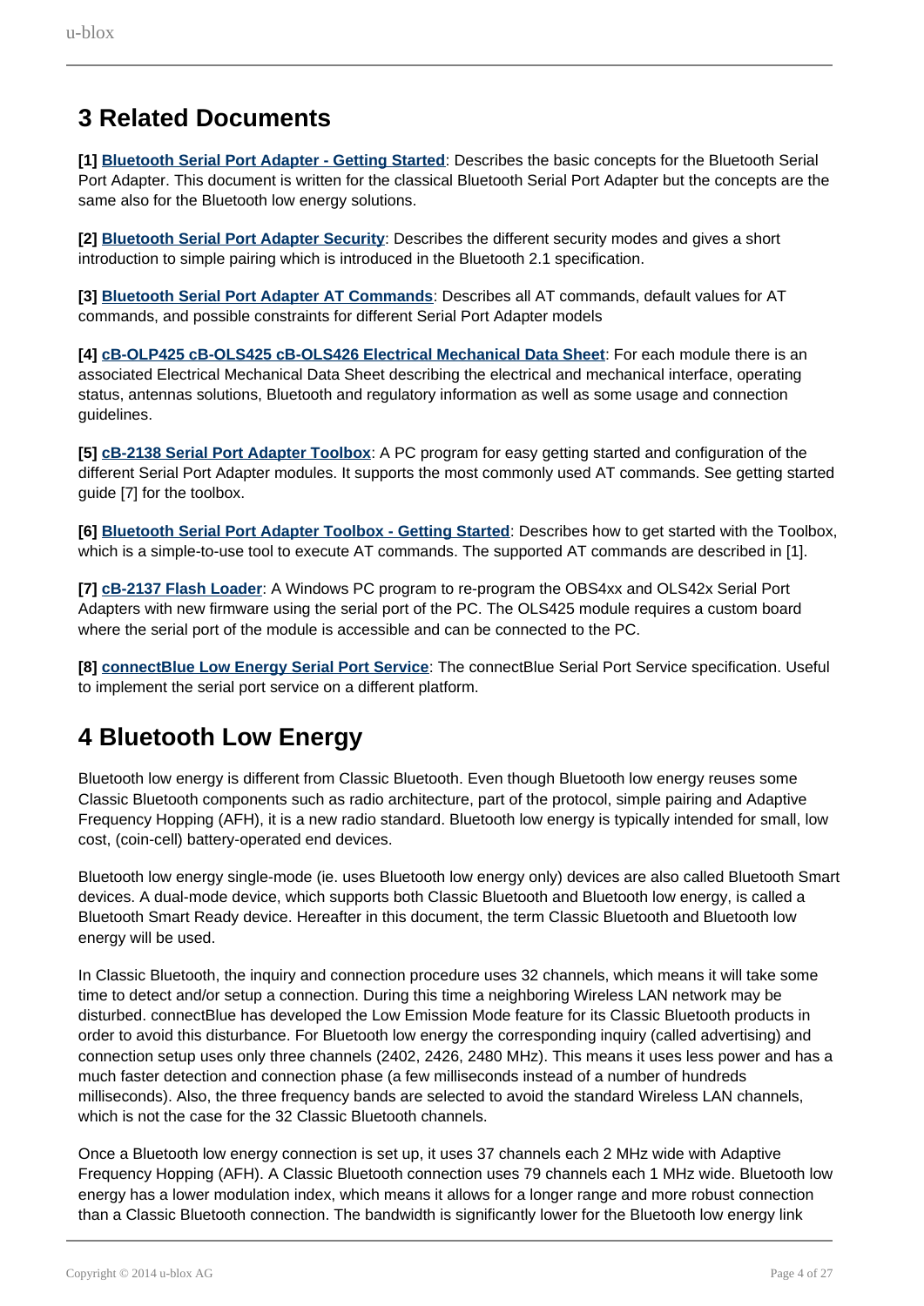# 3 Related Documents

**[1]** **Bluetooth Serial Port Adapter - Getting Started**: Describes the basic concepts for the Bluetooth Serial Port Adapter. This document is written for the classical Bluetooth Serial Port Adapter but the concepts are the same also for the Bluetooth low energy solutions.

**[2]** **Bluetooth Serial Port Adapter Security**: Describes the different security modes and gives a short introduction to simple pairing which is introduced in the Bluetooth 2.1 specification.

**[3]** **Bluetooth Serial Port Adapter AT Commands**: Describes all AT commands, default values for AT commands, and possible constraints for different Serial Port Adapter models

**[4]** **cB-OLP425 cB-OLS425 cB-OLS426 Electrical Mechanical Data Sheet**: For each module there is an associated Electrical Mechanical Data Sheet describing the electrical and mechanical interface, operating status, antennas solutions, Bluetooth and regulatory information as well as some usage and connection guidelines.

**[5]** **cB-2138 Serial Port Adapter Toolbox**: A PC program for easy getting started and configuration of the different Serial Port Adapter modules. It supports the most commonly used AT commands. See getting started guide [7] for the toolbox.

**[6]** **Bluetooth Serial Port Adapter Toolbox - Getting Started**: Describes how to get started with the Toolbox, which is a simple-to-use tool to execute AT commands. The supported AT commands are described in [1].

**[7]** **cB-2137 Flash Loader**: A Windows PC program to re-program the OBS4xx and OLS42x Serial Port Adapters with new firmware using the serial port of the PC. The OLS425 module requires a custom board where the serial port of the module is accessible and can be connected to the PC.

**[8]** **connectBlue Low Energy Serial Port Service**: The connectBlue Serial Port Service specification. Useful to implement the serial port service on a different platform.

# 4 Bluetooth Low Energy

Bluetooth low energy is different from Classic Bluetooth. Even though Bluetooth low energy reuses some Classic Bluetooth components such as radio architecture, part of the protocol, simple pairing and Adaptive Frequency Hopping (AFH), it is a new radio standard. Bluetooth low energy is typically intended for small, low cost, (coin-cell) battery-operated end devices.

Bluetooth low energy single-mode (ie. uses Bluetooth low energy only) devices are also called Bluetooth Smart devices. A dual-mode device, which supports both Classic Bluetooth and Bluetooth low energy, is called a Bluetooth Smart Ready device. Hereafter in this document, the term Classic Bluetooth and Bluetooth low energy will be used.

In Classic Bluetooth, the inquiry and connection procedure uses 32 channels, which means it will take some time to detect and/or setup a connection. During this time a neighboring Wireless LAN network may be disturbed. connectBlue has developed the Low Emission Mode feature for its Classic Bluetooth products in order to avoid this disturbance. For Bluetooth low energy the corresponding inquiry (called advertising) and connection setup uses only three channels (2402, 2426, 2480 MHz). This means it uses less power and has a much faster detection and connection phase (a few milliseconds instead of a number of hundreds milliseconds). Also, the three frequency bands are selected to avoid the standard Wireless LAN channels, which is not the case for the 32 Classic Bluetooth channels.

Once a Bluetooth low energy connection is set up, it uses 37 channels each 2 MHz wide with Adaptive Frequency Hopping (AFH). A Classic Bluetooth connection uses 79 channels each 1 MHz wide. Bluetooth low energy has a lower modulation index, which means it allows for a longer range and more robust connection than a Classic Bluetooth connection. The bandwidth is significantly lower for the Bluetooth low energy link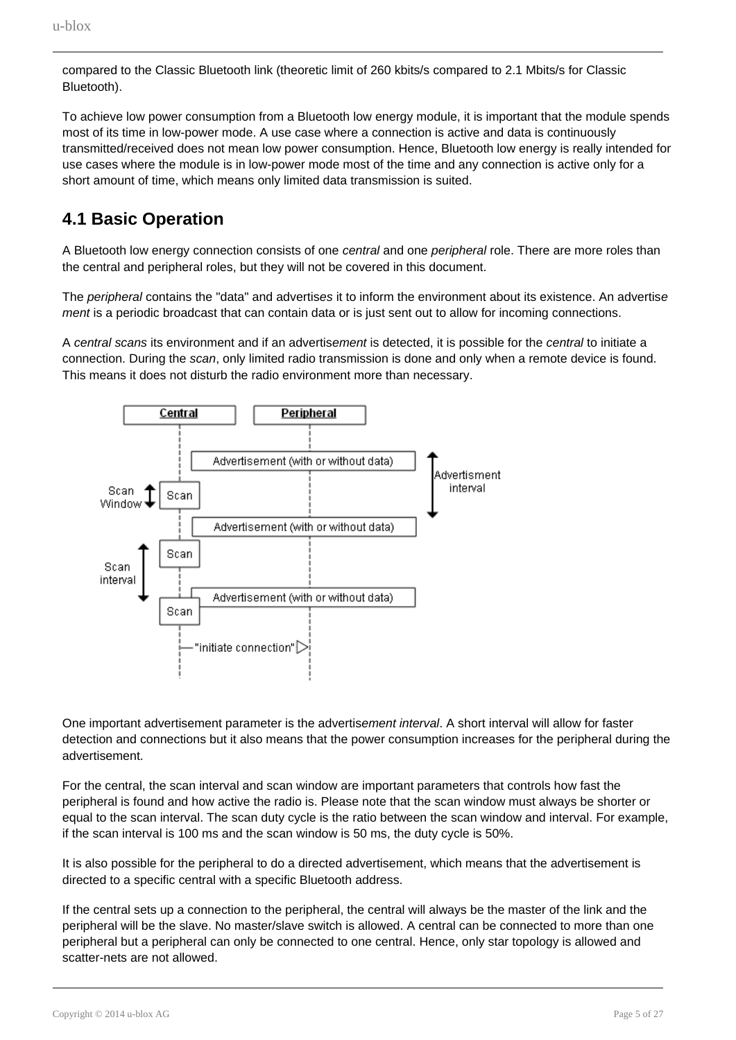compared to the Classic Bluetooth link (theoretic limit of 260 kbits/s compared to 2.1 Mbits/s for Classic Bluetooth).

To achieve low power consumption from a Bluetooth low energy module, it is important that the module spends most of its time in low-power mode. A use case where a connection is active and data is continuously transmitted/received does not mean low power consumption. Hence, Bluetooth low energy is really intended for use cases where the module is in low-power mode most of the time and any connection is active only for a short amount of time, which means only limited data transmission is suited.

## 4.1 Basic Operation

A Bluetooth low energy connection consists of one *central* and one *peripheral* role. There are more roles than the central and peripheral roles, but they will not be covered in this document.

The *peripheral* contains the "data" and advertis*es* it to inform the environment about its existence. An advertis*e ment* is a periodic broadcast that can contain data or is just sent out to allow for incoming connections.

A *central scans* its environment and if an advertis*ement* is detected, it is possible for the *central* to initiate a connection. During the *scan*, only limited radio transmission is done and only when a remote device is found. This means it does not disturb the radio environment more than necessary.

One important advertisement parameter is the advertis*ement interval*. A short interval will allow for faster detection and connections but it also means that the power consumption increases for the peripheral during the advertisement.

For the central, the scan interval and scan window are important parameters that controls how fast the peripheral is found and how active the radio is. Please note that the scan window must always be shorter or equal to the scan interval. The scan duty cycle is the ratio between the scan window and interval. For example, if the scan interval is 100 ms and the scan window is 50 ms, the duty cycle is 50%.

It is also possible for the peripheral to do a directed advertisement, which means that the advertisement is directed to a specific central with a specific Bluetooth address.

If the central sets up a connection to the peripheral, the central will always be the master of the link and the peripheral will be the slave. No master/slave switch is allowed. A central can be connected to more than one peripheral but a peripheral can only be connected to one central. Hence, only star topology is allowed and scatter-nets are not allowed.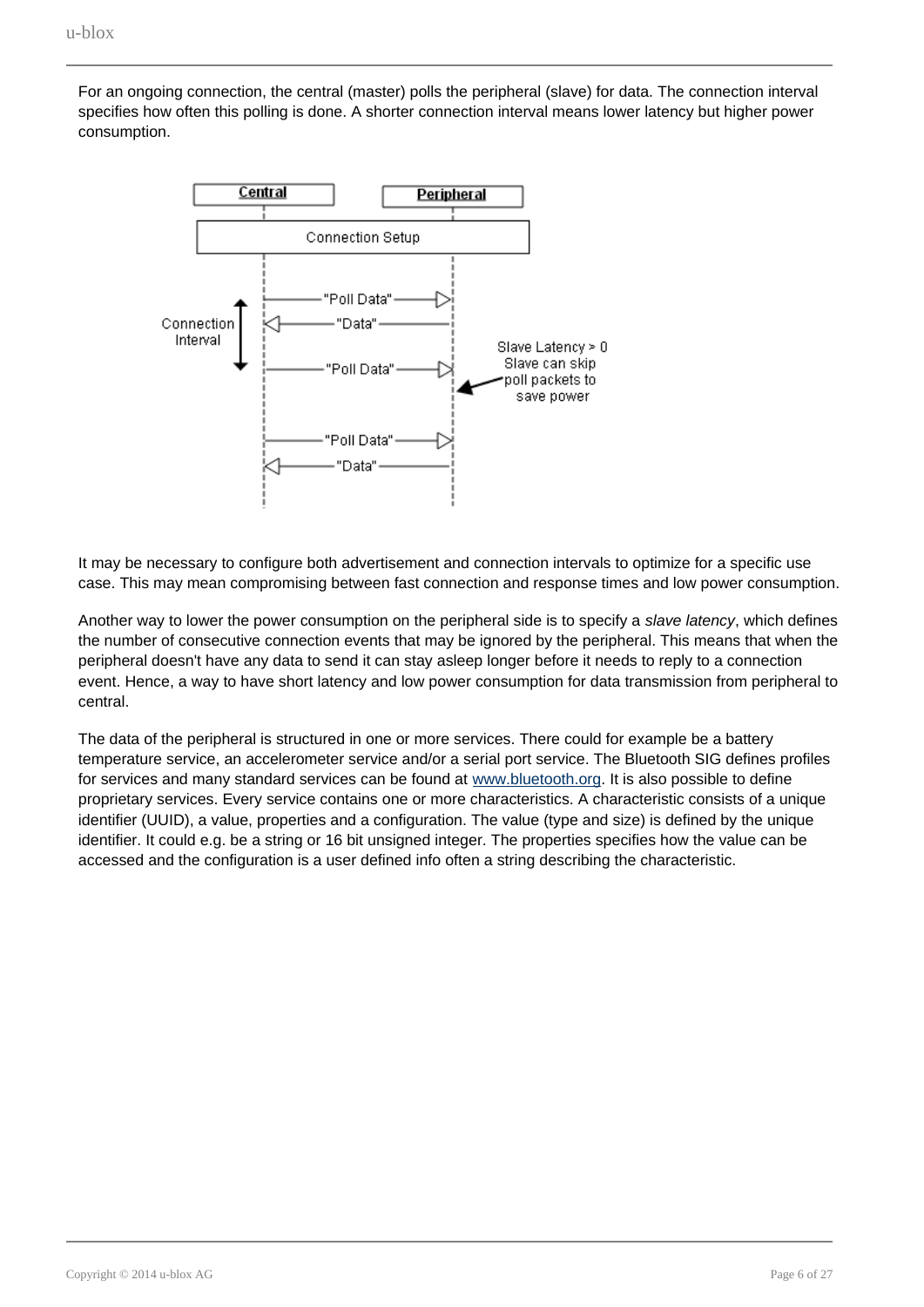For an ongoing connection, the central (master) polls the peripheral (slave) for data. The connection interval specifies how often this polling is done. A shorter connection interval means lower latency but higher power consumption.

It may be necessary to configure both advertisement and connection intervals to optimize for a specific use case. This may mean compromising between fast connection and response times and low power consumption.

Another way to lower the power consumption on the peripheral side is to specify a *slave latency*, which defines the number of consecutive connection events that may be ignored by the peripheral. This means that when the peripheral doesn't have any data to send it can stay asleep longer before it needs to reply to a connection event. Hence, a way to have short latency and low power consumption for data transmission from peripheral to central.

The data of the peripheral is structured in one or more services. There could for example be a battery temperature service, an accelerometer service and/or a serial port service. The Bluetooth SIG defines profiles for services and many standard services can be found at [www.bluetooth.org](http://www.bluetooth.org). It is also possible to define proprietary services. Every service contains one or more characteristics. A characteristic consists of a unique identifier (UUID), a value, properties and a configuration. The value (type and size) is defined by the unique identifier. It could e.g. be a string or 16 bit unsigned integer. The properties specifies how the value can be accessed and the configuration is a user defined info often a string describing the characteristic.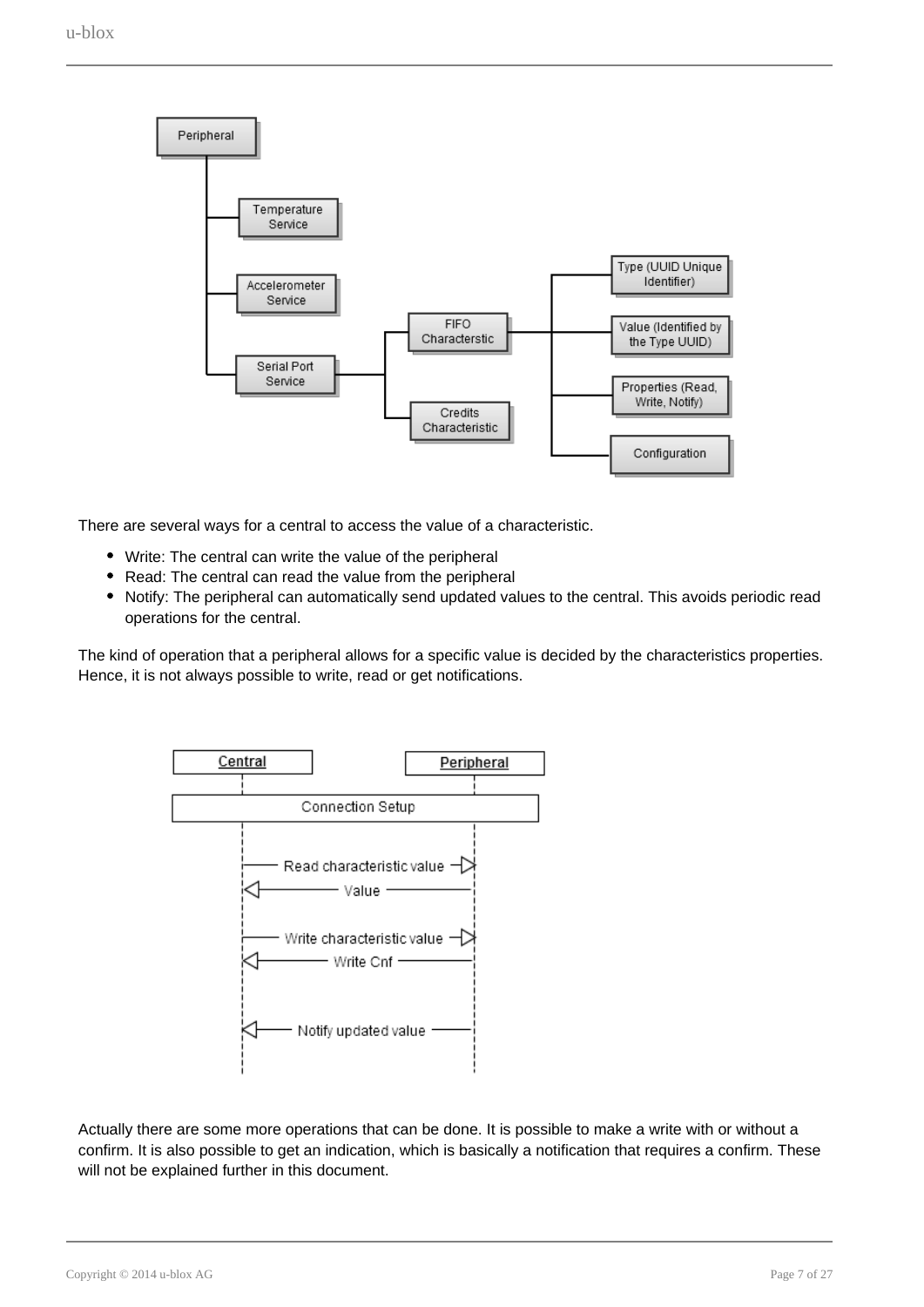There are several ways for a central to access the value of a characteristic.

- Write: The central can write the value of the peripheral
- Read: The central can read the value from the peripheral
- Notify: The peripheral can automatically send updated values to the central. This avoids periodic read operations for the central.

The kind of operation that a peripheral allows for a specific value is decided by the characteristics properties. Hence, it is not always possible to write, read or get notifications.

Actually there are some more operations that can be done. It is possible to make a write with or without a confirm. It is also possible to get an indication, which is basically a notification that requires a confirm. These will not be explained further in this document.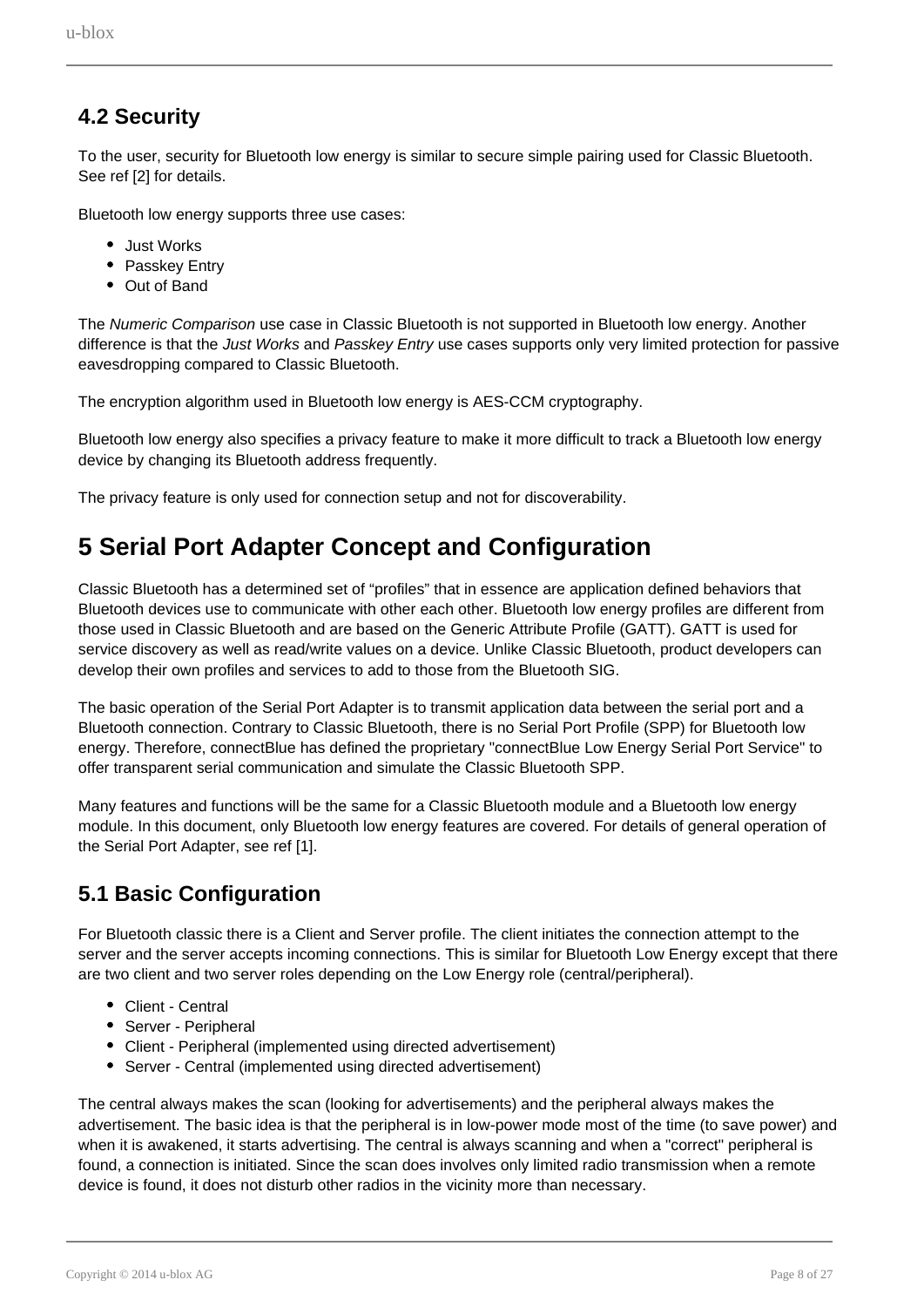## 4.2 Security

To the user, security for Bluetooth low energy is similar to secure simple pairing used for Classic Bluetooth. See ref [2] for details.

Bluetooth low energy supports three use cases:

- Just Works
- Passkey Entry
- Out of Band

The *Numeric Comparison* use case in Classic Bluetooth is not supported in Bluetooth low energy. Another difference is that the *Just Works* and *Passkey Entry* use cases supports only very limited protection for passive eavesdropping compared to Classic Bluetooth.

The encryption algorithm used in Bluetooth low energy is AES-CCM cryptography.

Bluetooth low energy also specifies a privacy feature to make it more difficult to track a Bluetooth low energy device by changing its Bluetooth address frequently.

The privacy feature is only used for connection setup and not for discoverability.

# 5 Serial Port Adapter Concept and Configuration

Classic Bluetooth has a determined set of "profiles" that in essence are application defined behaviors that Bluetooth devices use to communicate with other each other. Bluetooth low energy profiles are different from those used in Classic Bluetooth and are based on the Generic Attribute Profile (GATT). GATT is used for service discovery as well as read/write values on a device. Unlike Classic Bluetooth, product developers can develop their own profiles and services to add to those from the Bluetooth SIG.

The basic operation of the Serial Port Adapter is to transmit application data between the serial port and a Bluetooth connection. Contrary to Classic Bluetooth, there is no Serial Port Profile (SPP) for Bluetooth low energy. Therefore, connectBlue has defined the proprietary "connectBlue Low Energy Serial Port Service" to offer transparent serial communication and simulate the Classic Bluetooth SPP.

Many features and functions will be the same for a Classic Bluetooth module and a Bluetooth low energy module. In this document, only Bluetooth low energy features are covered. For details of general operation of the Serial Port Adapter, see ref [1].

## 5.1 Basic Configuration

For Bluetooth classic there is a Client and Server profile. The client initiates the connection attempt to the server and the server accepts incoming connections. This is similar for Bluetooth Low Energy except that there are two client and two server roles depending on the Low Energy role (central/peripheral).

- Client - Central
- Server - Peripheral
- Client - Peripheral (implemented using directed advertisement)
- Server - Central (implemented using directed advertisement)

The central always makes the scan (looking for advertisements) and the peripheral always makes the advertisement. The basic idea is that the peripheral is in low-power mode most of the time (to save power) and when it is awakened, it starts advertising. The central is always scanning and when a "correct" peripheral is found, a connection is initiated. Since the scan does involves only limited radio transmission when a remote device is found, it does not disturb other radios in the vicinity more than necessary.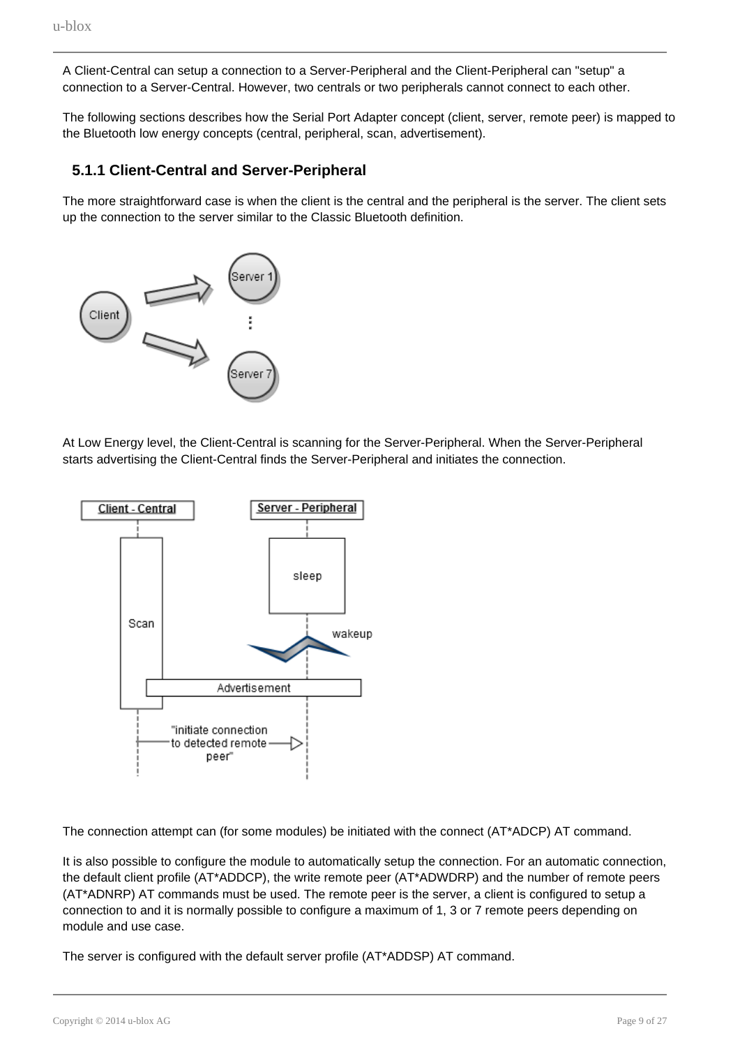A Client-Central can setup a connection to a Server-Peripheral and the Client-Peripheral can "setup" a connection to a Server-Central. However, two centrals or two peripherals cannot connect to each other.

The following sections describes how the Serial Port Adapter concept (client, server, remote peer) is mapped to the Bluetooth low energy concepts (central, peripheral, scan, advertisement).

### 5.1.1 Client-Central and Server-Peripheral

The more straightforward case is when the client is the central and the peripheral is the server. The client sets up the connection to the server similar to the Classic Bluetooth definition.

At Low Energy level, the Client-Central is scanning for the Server-Peripheral. When the Server-Peripheral starts advertising the Client-Central finds the Server-Peripheral and initiates the connection.

The connection attempt can (for some modules) be initiated with the connect (AT*ADCP) AT command.

It is also possible to configure the module to automatically setup the connection. For an automatic connection, the default client profile (AT*ADDCP), the write remote peer (AT*ADWDRP) and the number of remote peers (AT*ADNRP) AT commands must be used. The remote peer is the server, a client is configured to setup a connection to and it is normally possible to configure a maximum of 1, 3 or 7 remote peers depending on module and use case.

The server is configured with the default server profile (AT*ADDSP) AT command.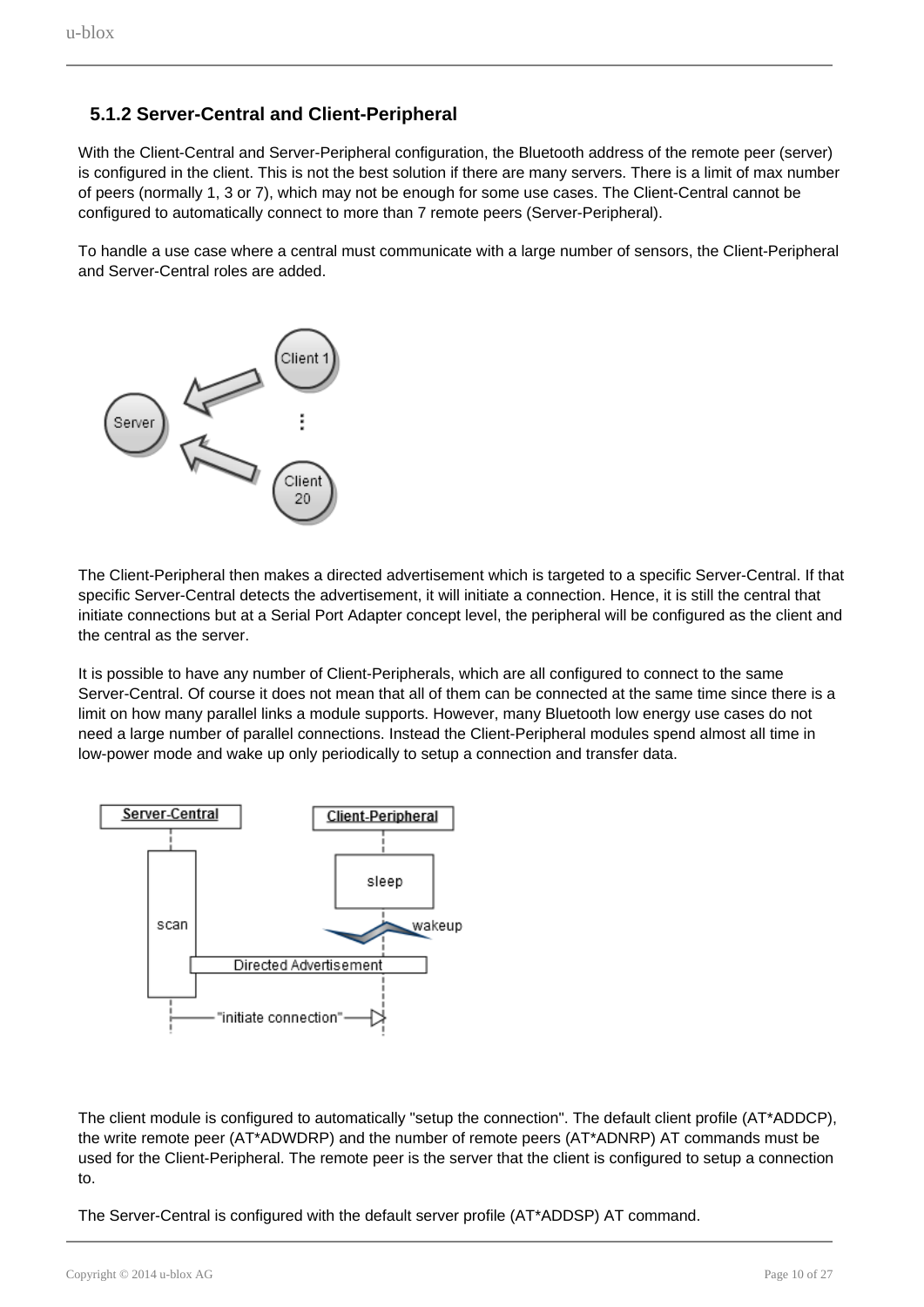### 5.1.2 Server-Central and Client-Peripheral

With the Client-Central and Server-Peripheral configuration, the Bluetooth address of the remote peer (server) is configured in the client. This is not the best solution if there are many servers. There is a limit of max number of peers (normally 1, 3 or 7), which may not be enough for some use cases. The Client-Central cannot be configured to automatically connect to more than 7 remote peers (Server-Peripheral).

To handle a use case where a central must communicate with a large number of sensors, the Client-Peripheral and Server-Central roles are added.

The Client-Peripheral then makes a directed advertisement which is targeted to a specific Server-Central. If that specific Server-Central detects the advertisement, it will initiate a connection. Hence, it is still the central that initiate connections but at a Serial Port Adapter concept level, the peripheral will be configured as the client and the central as the server.

It is possible to have any number of Client-Peripherals, which are all configured to connect to the same Server-Central. Of course it does not mean that all of them can be connected at the same time since there is a limit on how many parallel links a module supports. However, many Bluetooth low energy use cases do not need a large number of parallel connections. Instead the Client-Peripheral modules spend almost all time in low-power mode and wake up only periodically to setup a connection and transfer data.

The client module is configured to automatically "setup the connection". The default client profile (AT*ADDCP), the write remote peer (AT*ADWDRP) and the number of remote peers (AT*ADNRP) AT commands must be used for the Client-Peripheral. The remote peer is the server that the client is configured to setup a connection to.

The Server-Central is configured with the default server profile (AT*ADDSP) AT command.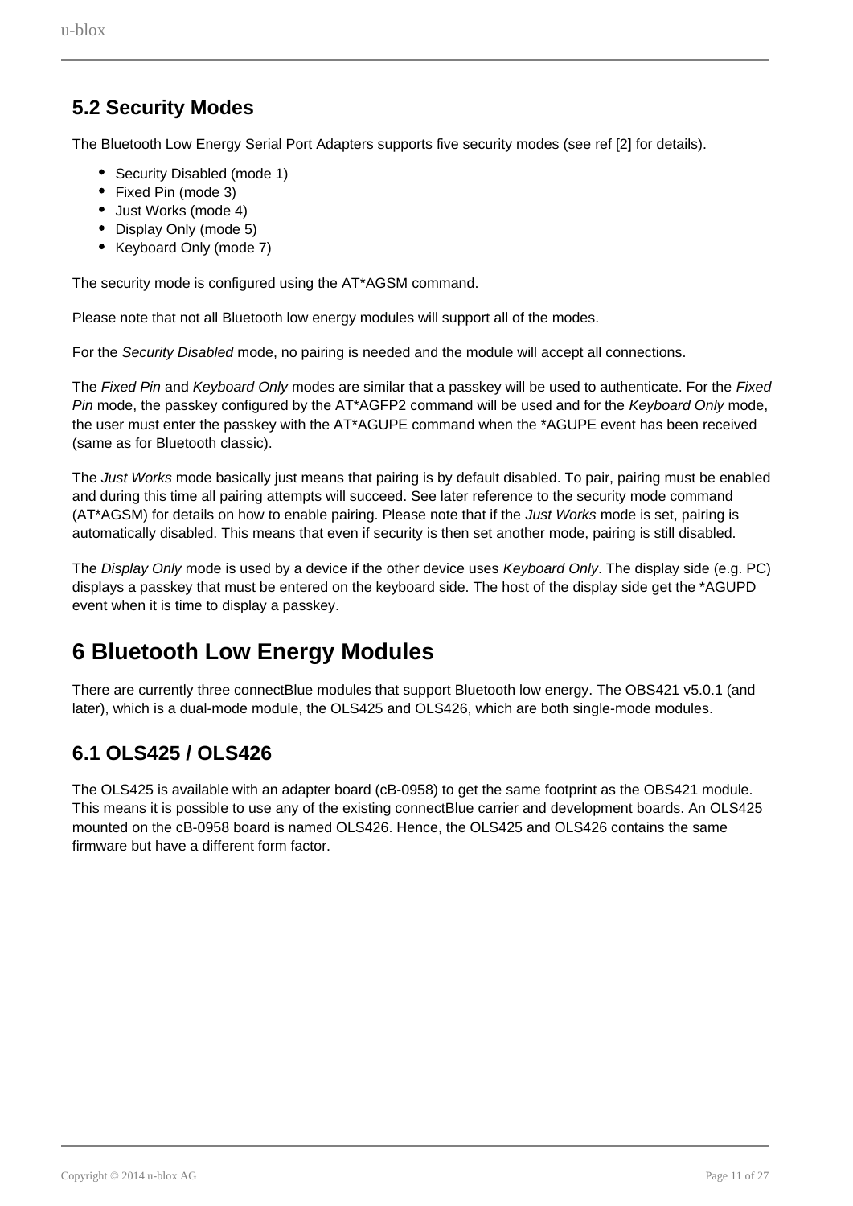## 5.2 Security Modes

The Bluetooth Low Energy Serial Port Adapters supports five security modes (see ref [2] for details).

- Security Disabled (mode 1)
- Fixed Pin (mode 3)
- Just Works (mode 4)
- Display Only (mode 5)
- Keyboard Only (mode 7)

The security mode is configured using the AT*AGSM command.

Please note that not all Bluetooth low energy modules will support all of the modes.

For the *Security Disabled* mode, no pairing is needed and the module will accept all connections.

The *Fixed Pin* and *Keyboard Only* modes are similar that a passkey will be used to authenticate. For the *Fixed Pin* mode, the passkey configured by the AT*AGFP2 command will be used and for the *Keyboard Only* mode, the user must enter the passkey with the AT*AGUPE command when the *AGUPE event has been received (same as for Bluetooth classic).

The *Just Works* mode basically just means that pairing is by default disabled. To pair, pairing must be enabled and during this time all pairing attempts will succeed. See later reference to the security mode command (AT*AGSM) for details on how to enable pairing. Please note that if the *Just Works* mode is set, pairing is automatically disabled. This means that even if security is then set another mode, pairing is still disabled.

The *Display Only* mode is used by a device if the other device uses *Keyboard Only*. The display side (e.g. PC) displays a passkey that must be entered on the keyboard side. The host of the display side get the *AGUPD event when it is time to display a passkey.

# 6 Bluetooth Low Energy Modules

There are currently three connectBlue modules that support Bluetooth low energy. The OBS421 v5.0.1 (and later), which is a dual-mode module, the OLS425 and OLS426, which are both single-mode modules.

## 6.1 OLS425 / OLS426

The OLS425 is available with an adapter board (cB-0958) to get the same footprint as the OBS421 module. This means it is possible to use any of the existing connectBlue carrier and development boards. An OLS425 mounted on the cB-0958 board is named OLS426. Hence, the OLS425 and OLS426 contains the same firmware but have a different form factor.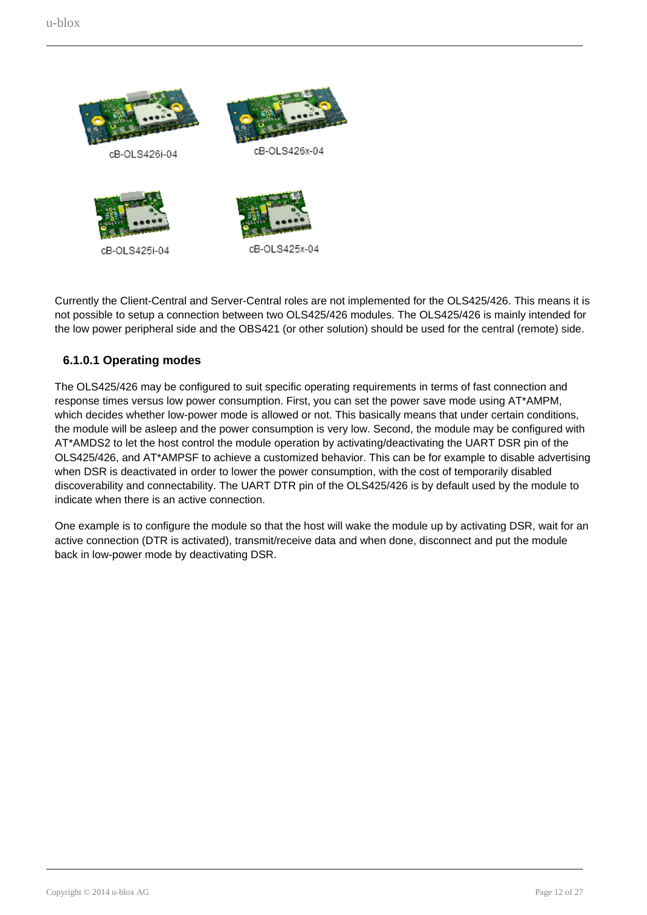cB-OLS426i-04

cB-OLS426x-04

cB-OLS425i-04

cB-OLS425x-04

Currently the Client-Central and Server-Central roles are not implemented for the OLS425/426. This means it is not possible to setup a connection between two OLS425/426 modules. The OLS425/426 is mainly intended for the low power peripheral side and the OBS421 (or other solution) should be used for the central (remote) side.

#### 6.1.0.1 Operating modes

The OLS425/426 may be configured to suit specific operating requirements in terms of fast connection and response times versus low power consumption. First, you can set the power save mode using AT*AMPM, which decides whether low-power mode is allowed or not. This basically means that under certain conditions, the module will be asleep and the power consumption is very low. Second, the module may be configured with AT*AMDS2 to let the host control the module operation by activating/deactivating the UART DSR pin of the OLS425/426, and AT*AMPSF to achieve a customized behavior. This can be for example to disable advertising when DSR is deactivated in order to lower the power consumption, with the cost of temporarily disabled discoverability and connectability. The UART DTR pin of the OLS425/426 is by default used by the module to indicate when there is an active connection.

One example is to configure the module so that the host will wake the module up by activating DSR, wait for an active connection (DTR is activated), transmit/receive data and when done, disconnect and put the module back in low-power mode by deactivating DSR.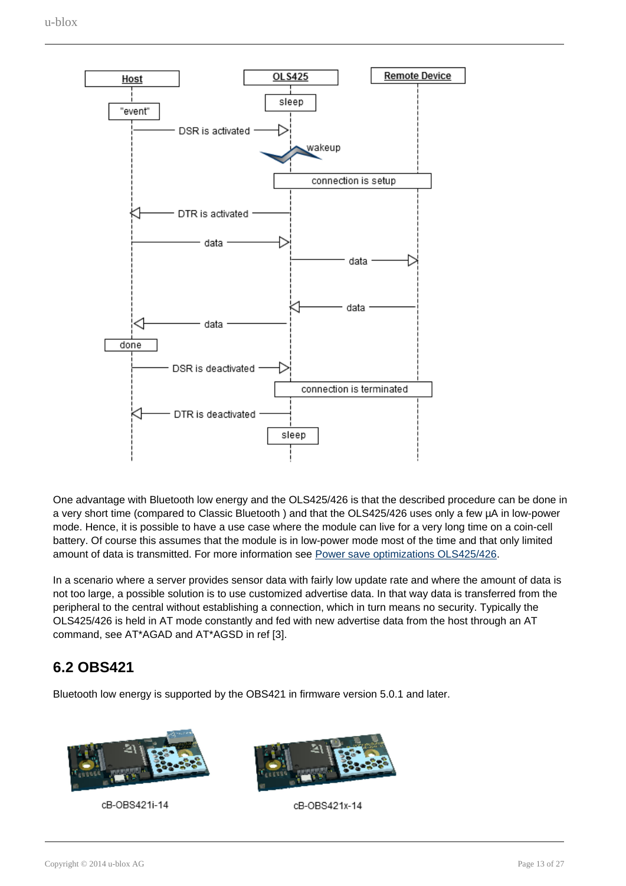One advantage with Bluetooth low energy and the OLS425/426 is that the described procedure can be done in a very short time (compared to Classic Bluetooth ) and that the OLS425/426 uses only a few µA in low-power mode. Hence, it is possible to have a use case where the module can live for a very long time on a coin-cell battery. Of course this assumes that the module is in low-power mode most of the time and that only limited amount of data is transmitted. For more information see Power save optimizations OLS425/426.

In a scenario where a server provides sensor data with fairly low update rate and where the amount of data is not too large, a possible solution is to use customized advertise data. In that way data is transferred from the peripheral to the central without establishing a connection, which in turn means no security. Typically the OLS425/426 is held in AT mode constantly and fed with new advertise data from the host through an AT command, see AT*AGAD and AT*AGSD in ref [3].

## 6.2 OBS421

Bluetooth low energy is supported by the OBS421 in firmware version 5.0.1 and later.

cB-OBS421i-14

cB-OBS421x-14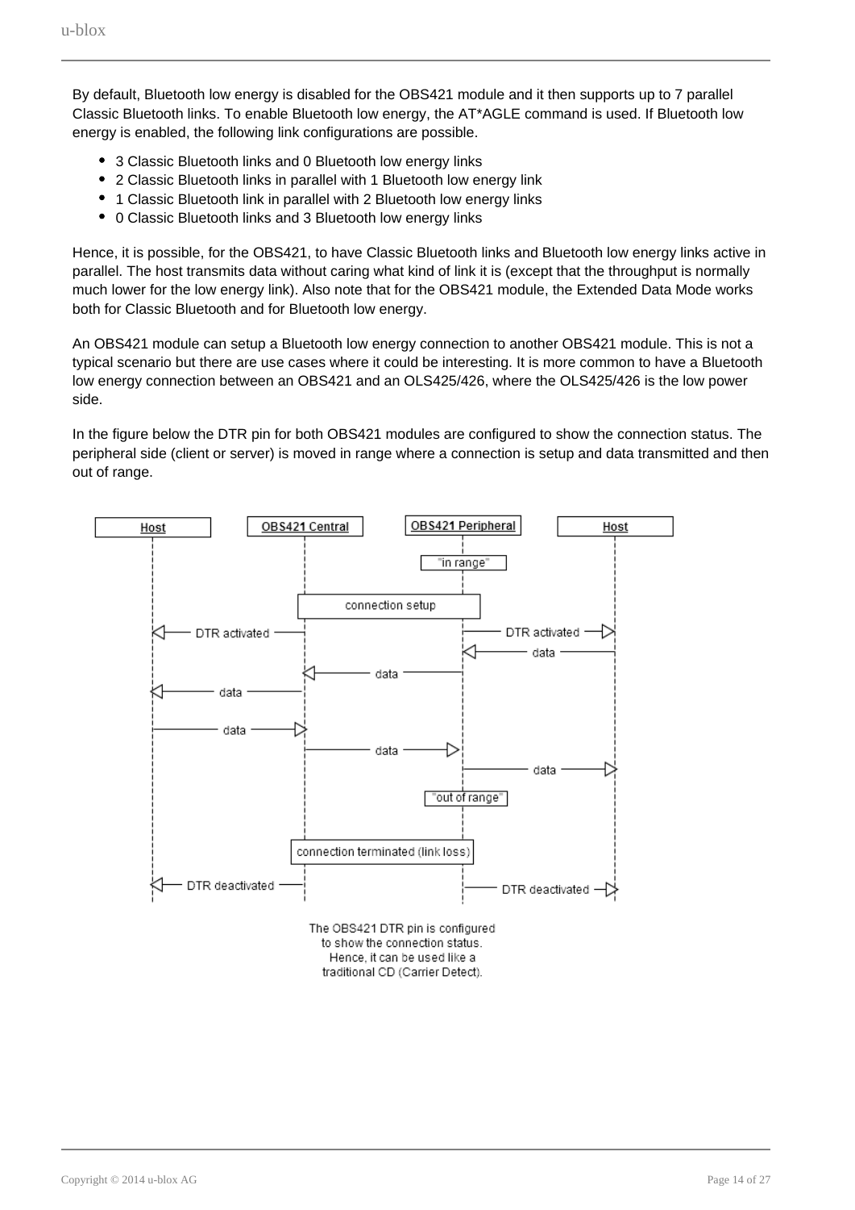By default, Bluetooth low energy is disabled for the OBS421 module and it then supports up to 7 parallel Classic Bluetooth links. To enable Bluetooth low energy, the AT*AGLE command is used. If Bluetooth low energy is enabled, the following link configurations are possible.

- 3 Classic Bluetooth links and 0 Bluetooth low energy links
- 2 Classic Bluetooth links in parallel with 1 Bluetooth low energy link
- 1 Classic Bluetooth link in parallel with 2 Bluetooth low energy links
- 0 Classic Bluetooth links and 3 Bluetooth low energy links

Hence, it is possible, for the OBS421, to have Classic Bluetooth links and Bluetooth low energy links active in parallel. The host transmits data without caring what kind of link it is (except that the throughput is normally much lower for the low energy link). Also note that for the OBS421 module, the Extended Data Mode works both for Classic Bluetooth and for Bluetooth low energy.

An OBS421 module can setup a Bluetooth low energy connection to another OBS421 module. This is not a typical scenario but there are use cases where it could be interesting. It is more common to have a Bluetooth low energy connection between an OBS421 and an OLS425/426, where the OLS425/426 is the low power side.

In the figure below the DTR pin for both OBS421 modules are configured to show the connection status. The peripheral side (client or server) is moved in range where a connection is setup and data transmitted and then out of range.

The OBS421 DTR pin is configured to show the connection status. Hence, it can be used like a traditional CD (Carrier Detect).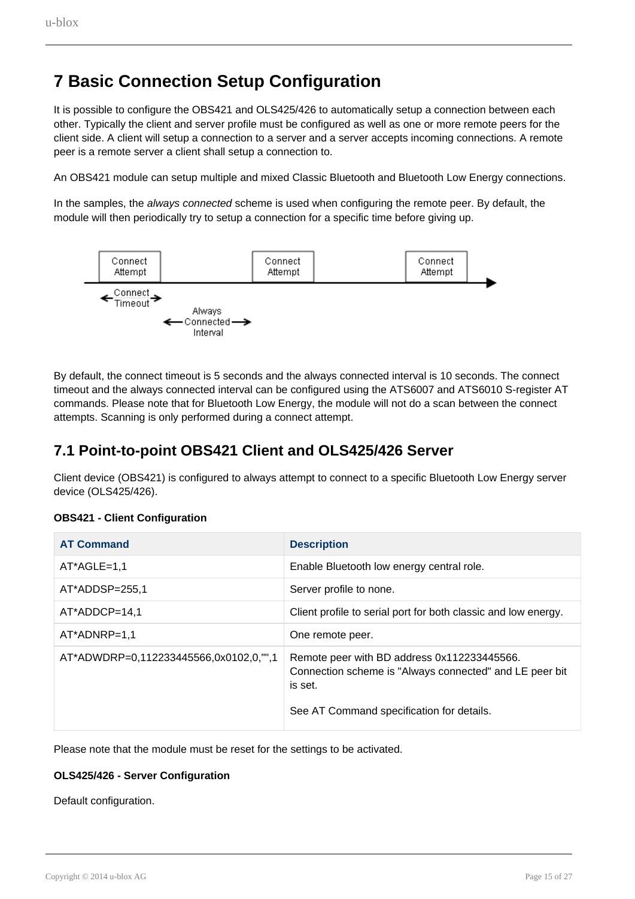# 7 Basic Connection Setup Configuration

It is possible to configure the OBS421 and OLS425/426 to automatically setup a connection between each other. Typically the client and server profile must be configured as well as one or more remote peers for the client side. A client will setup a connection to a server and a server accepts incoming connections. A remote peer is a remote server a client shall setup a connection to.

An OBS421 module can setup multiple and mixed Classic Bluetooth and Bluetooth Low Energy connections.

In the samples, the *always connected* scheme is used when configuring the remote peer. By default, the module will then periodically try to setup a connection for a specific time before giving up.

By default, the connect timeout is 5 seconds and the always connected interval is 10 seconds. The connect timeout and the always connected interval can be configured using the ATS6007 and ATS6010 S-register AT commands. Please note that for Bluetooth Low Energy, the module will not do a scan between the connect attempts. Scanning is only performed during a connect attempt.

## 7.1 Point-to-point OBS421 Client and OLS425/426 Server

Client device (OBS421) is configured to always attempt to connect to a specific Bluetooth Low Energy server device (OLS425/426).

**OBS421 - Client Configuration**

| AT Command | Description |
| --- | --- |
| AT*AGLE=1,1 | Enable Bluetooth low energy central role. |
| AT*ADDSP=255,1 | Server profile to none. |
| AT*ADDCP=14,1 | Client profile to serial port for both classic and low energy. |
| AT*ADNRP=1,1 | One remote peer. |
| AT*ADWDRP=0,112233445566,0x0102,0,"",1 | Remote peer with BD address 0x112233445566. Connection scheme is "Always connected" and LE peer bit is set.<br><br>See AT Command specification for details. |

Please note that the module must be reset for the settings to be activated.

**OLS425/426 - Server Configuration**

Default configuration.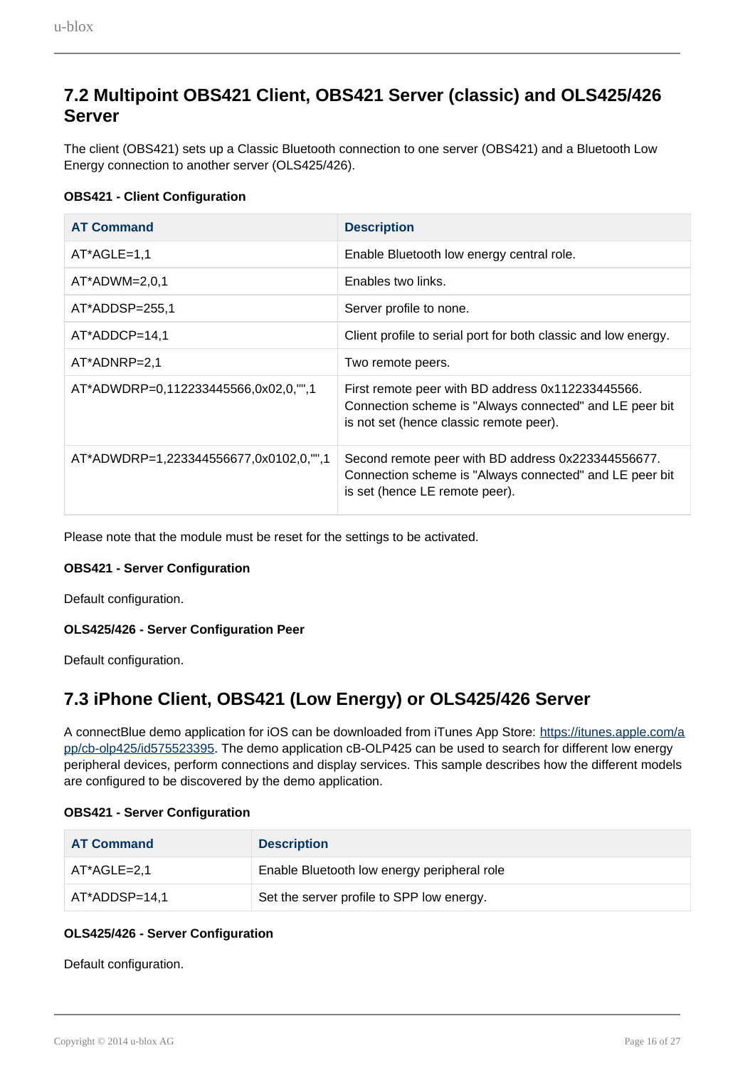## 7.2 Multipoint OBS421 Client, OBS421 Server (classic) and OLS425/426 Server

The client (OBS421) sets up a Classic Bluetooth connection to one server (OBS421) and a Bluetooth Low Energy connection to another server (OLS425/426).

**OBS421 - Client Configuration**

| AT Command | Description |
| --- | --- |
| AT*AGLE=1,1 | Enable Bluetooth low energy central role. |
| AT*ADWM=2,0,1 | Enables two links. |
| AT*ADDSP=255,1 | Server profile to none. |
| AT*ADDCP=14,1 | Client profile to serial port for both classic and low energy. |
| AT*ADNRP=2,1 | Two remote peers. |
| AT*ADWDRP=0,112233445566,0x02,0,"",1 | First remote peer with BD address 0x112233445566. Connection scheme is "Always connected" and LE peer bit is not set (hence classic remote peer). |
| AT*ADWDRP=1,223344556677,0x0102,0,"",1 | Second remote peer with BD address 0x223344556677. Connection scheme is "Always connected" and LE peer bit is set (hence LE remote peer). |

Please note that the module must be reset for the settings to be activated.

**OBS421 - Server Configuration**

Default configuration.

**OLS425/426 - Server Configuration Peer**

Default configuration.

## 7.3 iPhone Client, OBS421 (Low Energy) or OLS425/426 Server

A connectBlue demo application for iOS can be downloaded from iTunes App Store: https://itunes.apple.com/app/cb-olp425/id575523395. The demo application cB-OLP425 can be used to search for different low energy peripheral devices, perform connections and display services. This sample describes how the different models are configured to be discovered by the demo application.

**OBS421 - Server Configuration**

| AT Command | Description |
| --- | --- |
| AT*AGLE=2,1 | Enable Bluetooth low energy peripheral role |
| AT*ADDSP=14,1 | Set the server profile to SPP low energy. |

**OLS425/426 - Server Configuration**

Default configuration.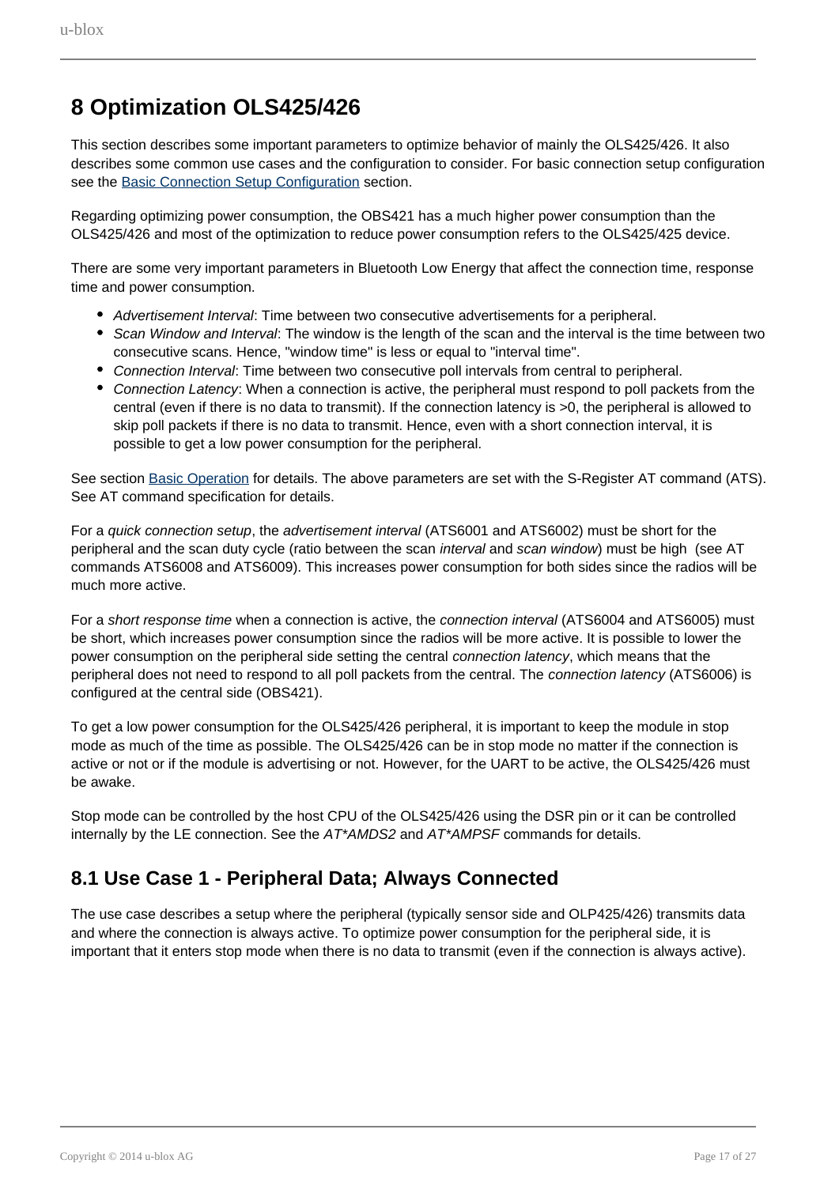# 8 Optimization OLS425/426

This section describes some important parameters to optimize behavior of mainly the OLS425/426. It also describes some common use cases and the configuration to consider. For basic connection setup configuration see the Basic Connection Setup Configuration section.

Regarding optimizing power consumption, the OBS421 has a much higher power consumption than the OLS425/426 and most of the optimization to reduce power consumption refers to the OLS425/425 device.

There are some very important parameters in Bluetooth Low Energy that affect the connection time, response time and power consumption.

- *Advertisement Interval*: Time between two consecutive advertisements for a peripheral.
- *Scan Window and Interval*: The window is the length of the scan and the interval is the time between two consecutive scans. Hence, "window time" is less or equal to "interval time".
- *Connection Interval*: Time between two consecutive poll intervals from central to peripheral.
- *Connection Latency*: When a connection is active, the peripheral must respond to poll packets from the central (even if there is no data to transmit). If the connection latency is >0, the peripheral is allowed to skip poll packets if there is no data to transmit. Hence, even with a short connection interval, it is possible to get a low power consumption for the peripheral.

See section Basic Operation for details. The above parameters are set with the S-Register AT command (ATS). See AT command specification for details.

For a *quick connection setup*, the *advertisement interval* (ATS6001 and ATS6002) must be short for the peripheral and the scan duty cycle (ratio between the scan *interval* and *scan window*) must be high (see AT commands ATS6008 and ATS6009). This increases power consumption for both sides since the radios will be much more active.

For a *short response time* when a connection is active, the *connection interval* (ATS6004 and ATS6005) must be short, which increases power consumption since the radios will be more active. It is possible to lower the power consumption on the peripheral side setting the central *connection latency*, which means that the peripheral does not need to respond to all poll packets from the central. The *connection latency* (ATS6006) is configured at the central side (OBS421).

To get a low power consumption for the OLS425/426 peripheral, it is important to keep the module in stop mode as much of the time as possible. The OLS425/426 can be in stop mode no matter if the connection is active or not or if the module is advertising or not. However, for the UART to be active, the OLS425/426 must be awake.

Stop mode can be controlled by the host CPU of the OLS425/426 using the DSR pin or it can be controlled internally by the LE connection. See the *AT*AMDS2* and *AT*AMPSF* commands for details.

## 8.1 Use Case 1 - Peripheral Data; Always Connected

The use case describes a setup where the peripheral (typically sensor side and OLP425/426) transmits data and where the connection is always active. To optimize power consumption for the peripheral side, it is important that it enters stop mode when there is no data to transmit (even if the connection is always active).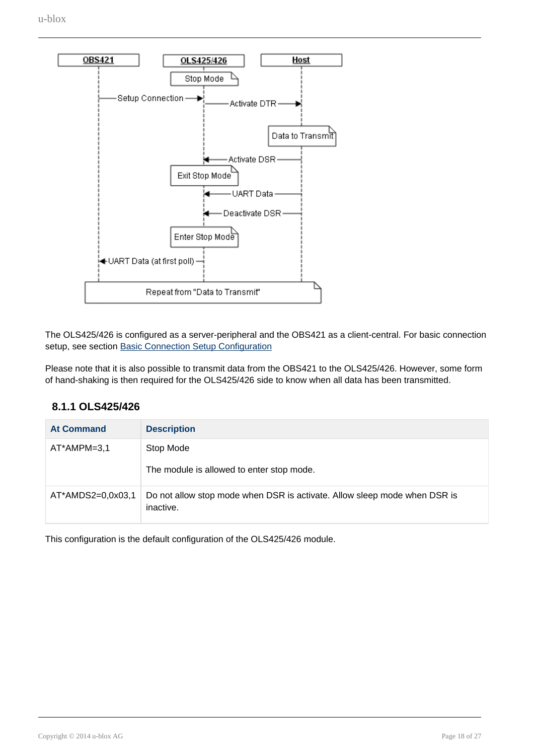The OLS425/426 is configured as a server-peripheral and the OBS421 as a client-central. For basic connection setup, see section [Basic Connection Setup Configuration](#)

Please note that it is also possible to transmit data from the OBS421 to the OLS425/426. However, some form of hand-shaking is then required for the OLS425/426 side to know when all data has been transmitted.

### 8.1.1 OLS425/426

| At Command | Description |
|---|---|
| AT*AMPM=3,1 | Stop Mode<br><br>The module is allowed to enter stop mode. |
| AT*AMDS2=0,0x03,1 | Do not allow stop mode when DSR is activate. Allow sleep mode when DSR is inactive. |

This configuration is the default configuration of the OLS425/426 module.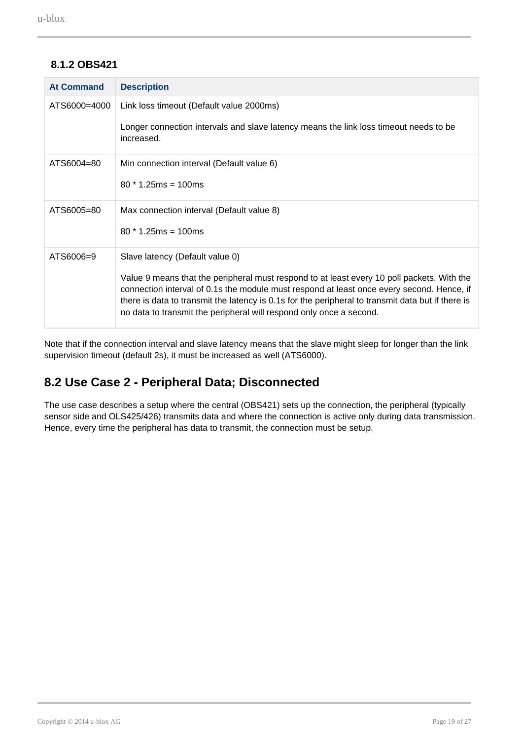### 8.1.2 OBS421

| At Command | Description |
| --- | --- |
| ATS6000=4000 | Link loss timeout (Default value 2000ms)<br><br>Longer connection intervals and slave latency means the link loss timeout needs to be increased. |
| ATS6004=80 | Min connection interval (Default value 6)<br><br>80 * 1.25ms = 100ms |
| ATS6005=80 | Max connection interval (Default value 8)<br><br>80 * 1.25ms = 100ms |
| ATS6006=9 | Slave latency (Default value 0)<br><br>Value 9 means that the peripheral must respond to at least every 10 poll packets. With the connection interval of 0.1s the module must respond at least once every second. Hence, if there is data to transmit the latency is 0.1s for the peripheral to transmit data but if there is no data to transmit the peripheral will respond only once a second. |

Note that if the connection interval and slave latency means that the slave might sleep for longer than the link supervision timeout (default 2s), it must be increased as well (ATS6000).

## 8.2 Use Case 2 - Peripheral Data; Disconnected

The use case describes a setup where the central (OBS421) sets up the connection, the peripheral (typically sensor side and OLS425/426) transmits data and where the connection is active only during data transmission. Hence, every time the peripheral has data to transmit, the connection must be setup.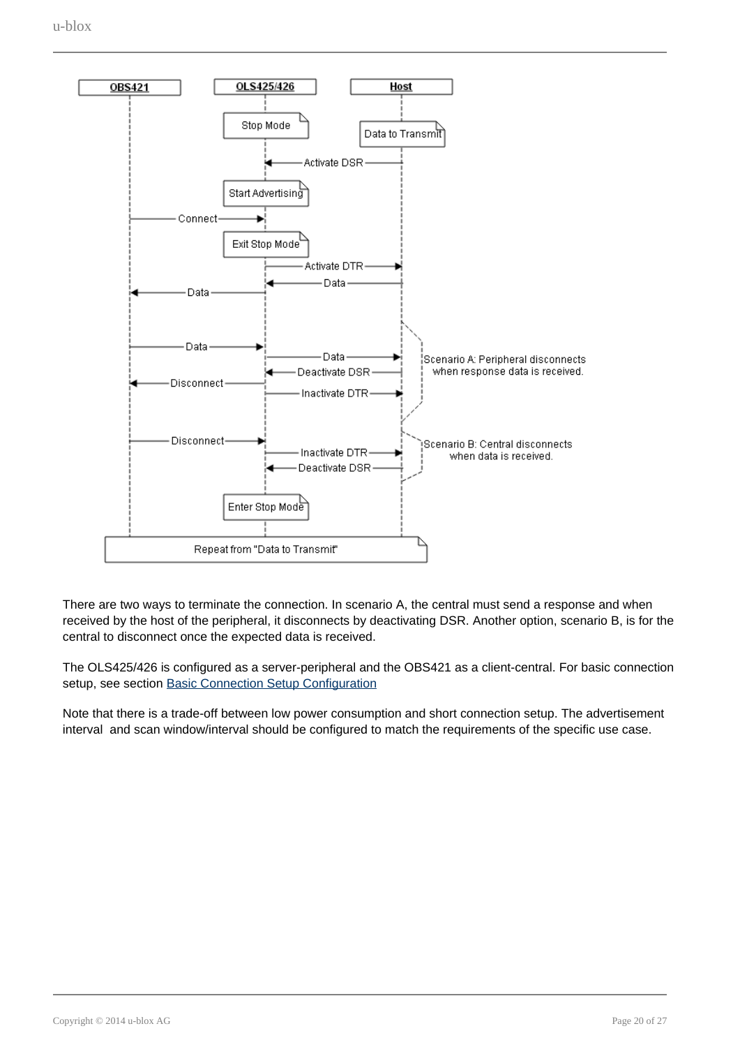There are two ways to terminate the connection. In scenario A, the central must send a response and when received by the host of the peripheral, it disconnects by deactivating DSR. Another option, scenario B, is for the central to disconnect once the expected data is received.

The OLS425/426 is configured as a server-peripheral and the OBS421 as a client-central. For basic connection setup, see section [Basic Connection Setup Configuration]

Note that there is a trade-off between low power consumption and short connection setup. The advertisement interval and scan window/interval should be configured to match the requirements of the specific use case.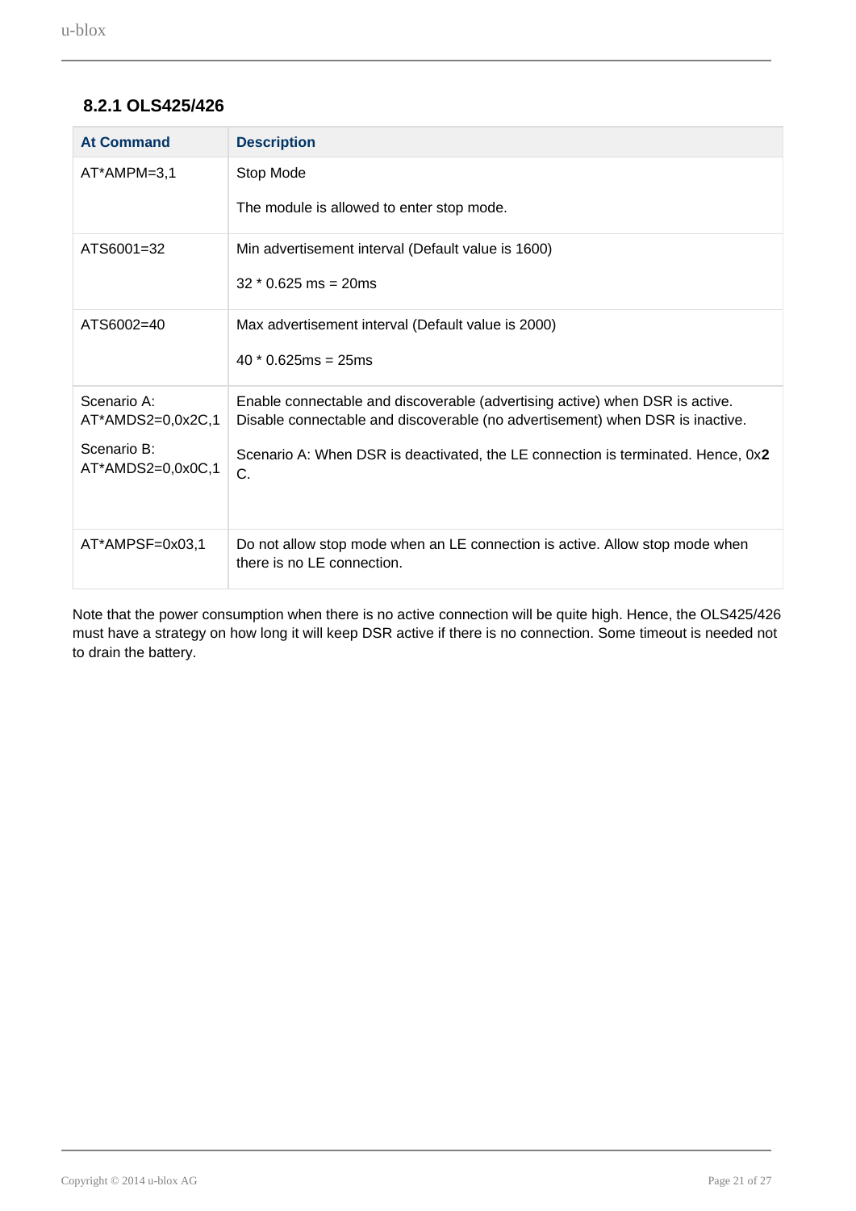### 8.2.1 OLS425/426

| At Command | Description |
|---|---|
| AT*AMPM=3,1 | Stop Mode<br><br>The module is allowed to enter stop mode. |
| ATS6001=32 | Min advertisement interval (Default value is 1600)<br><br>32 * 0.625 ms = 20ms |
| ATS6002=40 | Max advertisement interval (Default value is 2000)<br><br>40 * 0.625ms = 25ms |
| Scenario A: AT*AMDS2=0,0x2C,1<br><br>Scenario B: AT*AMDS2=0,0x0C,1 | Enable connectable and discoverable (advertising active) when DSR is active. Disable connectable and discoverable (no advertisement) when DSR is inactive.<br><br>Scenario A: When DSR is deactivated, the LE connection is terminated. Hence, 0x**2**C. |
| AT*AMPSF=0x03,1 | Do not allow stop mode when an LE connection is active. Allow stop mode when there is no LE connection. |

Note that the power consumption when there is no active connection will be quite high. Hence, the OLS425/426 must have a strategy on how long it will keep DSR active if there is no connection. Some timeout is needed not to drain the battery.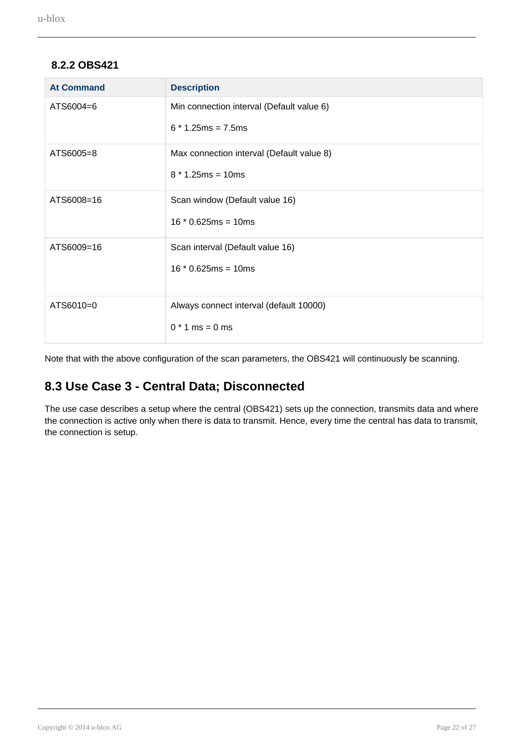### 8.2.2 OBS421

| At Command | Description |
| --- | --- |
| ATS6004=6 | Min connection interval (Default value 6)<br><br>6 * 1.25ms = 7.5ms |
| ATS6005=8 | Max connection interval (Default value 8)<br><br>8 * 1.25ms = 10ms |
| ATS6008=16 | Scan window (Default value 16)<br><br>16 * 0.625ms = 10ms |
| ATS6009=16 | Scan interval (Default value 16)<br><br>16 * 0.625ms = 10ms |
| ATS6010=0 | Always connect interval (default 10000)<br><br>0 * 1 ms = 0 ms |

Note that with the above configuration of the scan parameters, the OBS421 will continuously be scanning.

## 8.3 Use Case 3 - Central Data; Disconnected

The use case describes a setup where the central (OBS421) sets up the connection, transmits data and where the connection is active only when there is data to transmit. Hence, every time the central has data to transmit, the connection is setup.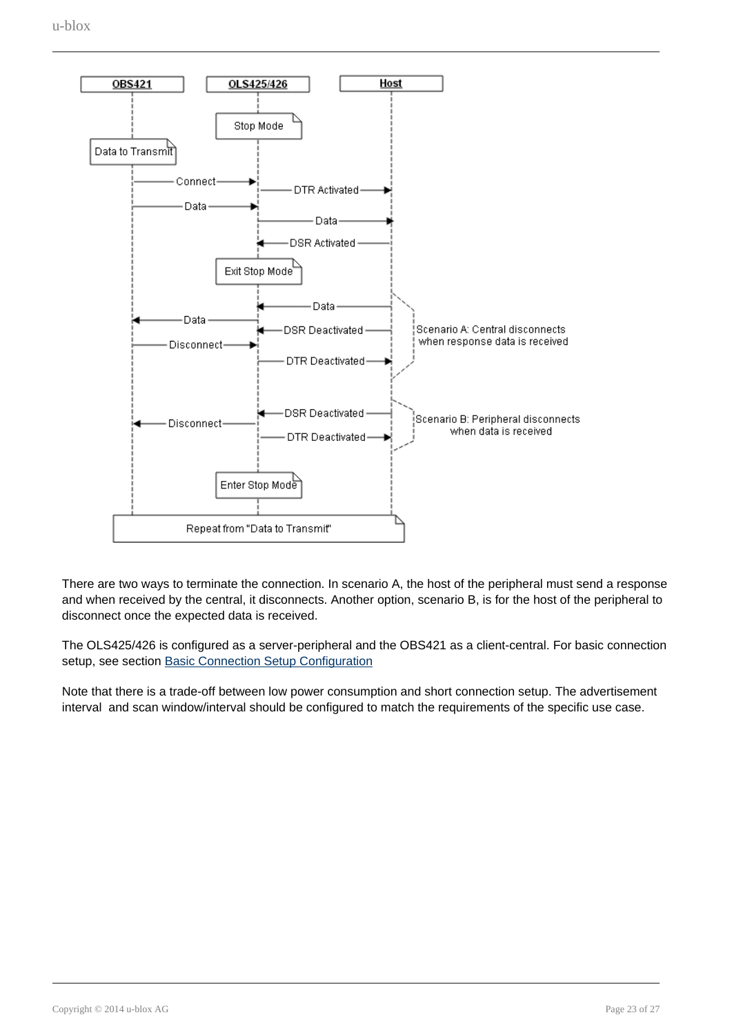There are two ways to terminate the connection. In scenario A, the host of the peripheral must send a response and when received by the central, it disconnects. Another option, scenario B, is for the host of the peripheral to disconnect once the expected data is received.

The OLS425/426 is configured as a server-peripheral and the OBS421 as a client-central. For basic connection setup, see section [Basic Connection Setup Configuration]()

Note that there is a trade-off between low power consumption and short connection setup. The advertisement interval  and scan window/interval should be configured to match the requirements of the specific use case.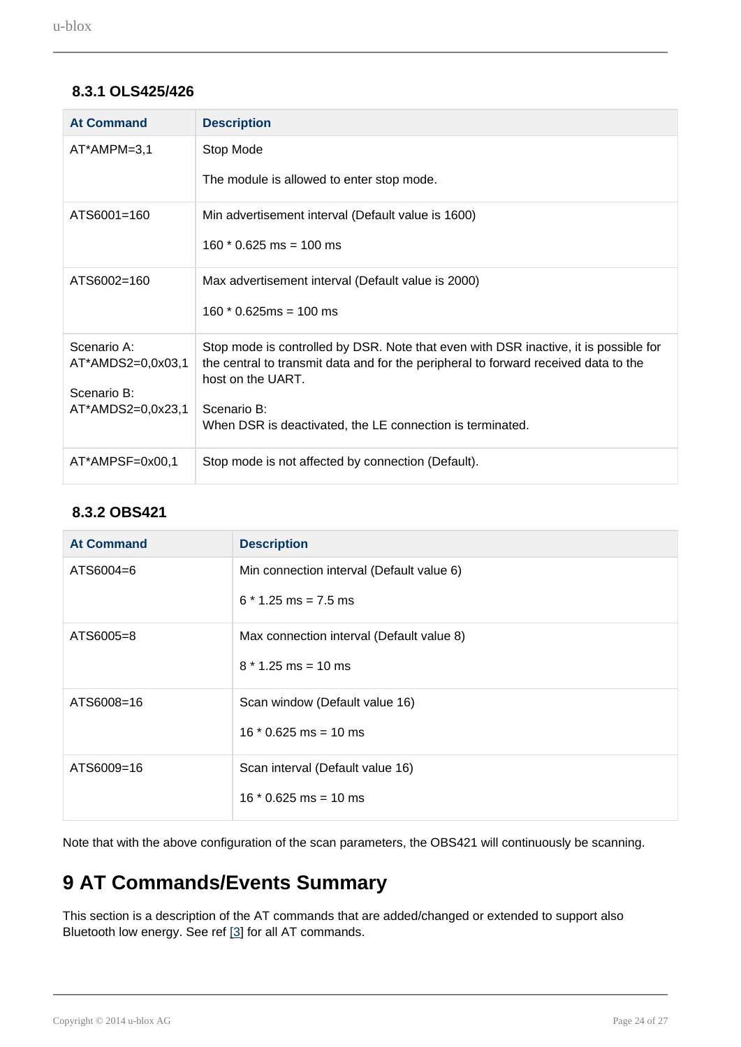### 8.3.1 OLS425/426

| At Command | Description |
|---|---|
| AT*AMPM=3,1 | Stop Mode<br><br>The module is allowed to enter stop mode. |
| ATS6001=160 | Min advertisement interval (Default value is 1600)<br><br>160 * 0.625 ms = 100 ms |
| ATS6002=160 | Max advertisement interval (Default value is 2000)<br><br>160 * 0.625ms = 100 ms |
| Scenario A:<br>AT*AMDS2=0,0x03,1<br><br>Scenario B:<br>AT*AMDS2=0,0x23,1 | Stop mode is controlled by DSR. Note that even with DSR inactive, it is possible for the central to transmit data and for the peripheral to forward received data to the host on the UART.<br><br>Scenario B:<br>When DSR is deactivated, the LE connection is terminated. |
| AT*AMPSF=0x00,1 | Stop mode is not affected by connection (Default). |

### 8.3.2 OBS421

| At Command | Description |
|---|---|
| ATS6004=6 | Min connection interval (Default value 6)<br><br>6 * 1.25 ms = 7.5 ms |
| ATS6005=8 | Max connection interval (Default value 8)<br><br>8 * 1.25 ms = 10 ms |
| ATS6008=16 | Scan window (Default value 16)<br><br>16 * 0.625 ms = 10 ms |
| ATS6009=16 | Scan interval (Default value 16)<br><br>16 * 0.625 ms = 10 ms |

Note that with the above configuration of the scan parameters, the OBS421 will continuously be scanning.

# 9 AT Commands/Events Summary

This section is a description of the AT commands that are added/changed or extended to support also Bluetooth low energy. See ref [3] for all AT commands.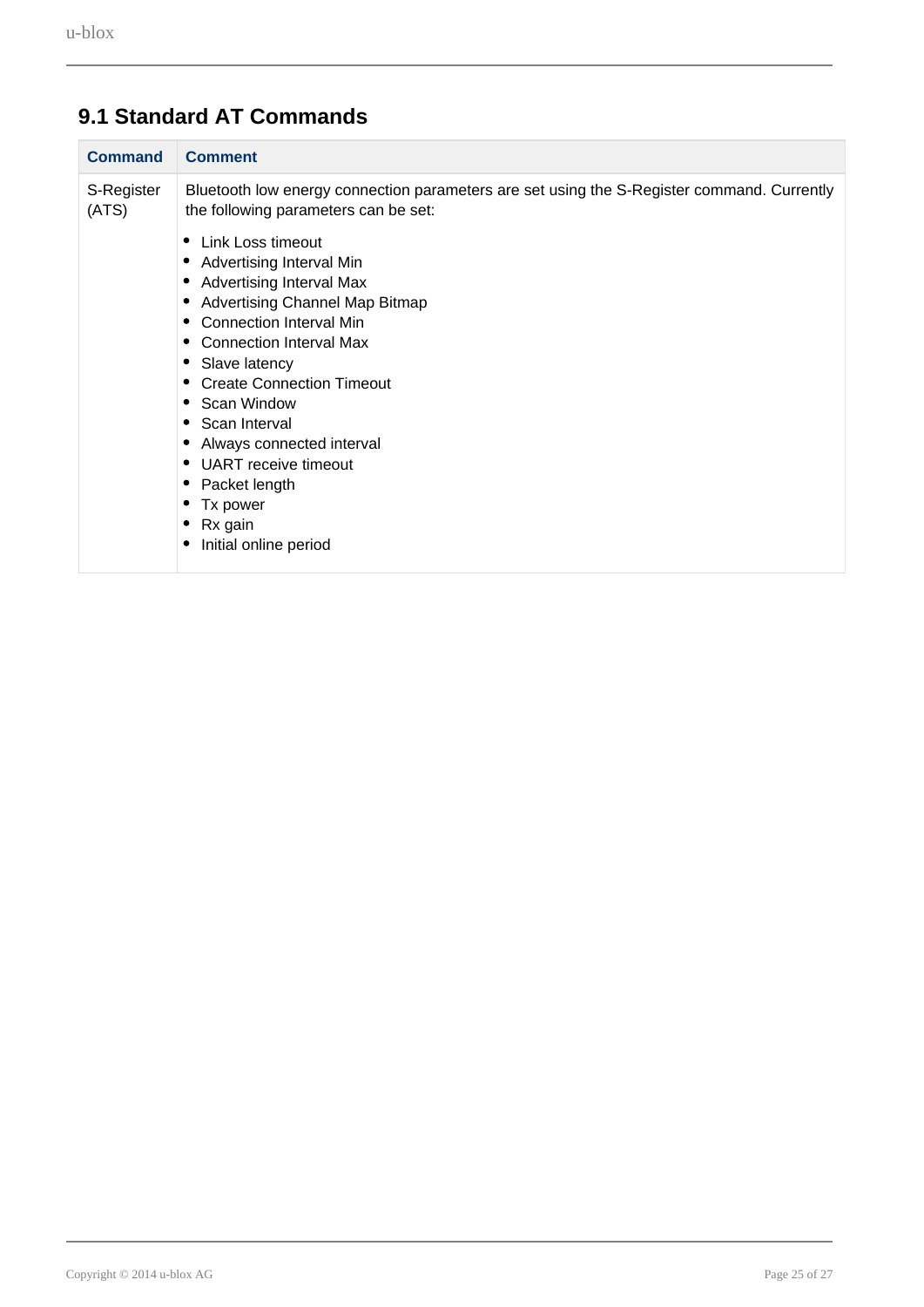## 9.1 Standard AT Commands

| Command | Comment |
|---|---|
| S-Register (ATS) | Bluetooth low energy connection parameters are set using the S-Register command. Currently the following parameters can be set:<br>• Link Loss timeout<br>• Advertising Interval Min<br>• Advertising Interval Max<br>• Advertising Channel Map Bitmap<br>• Connection Interval Min<br>• Connection Interval Max<br>• Slave latency<br>• Create Connection Timeout<br>• Scan Window<br>• Scan Interval<br>• Always connected interval<br>• UART receive timeout<br>• Packet length<br>• Tx power<br>• Rx gain<br>• Initial online period |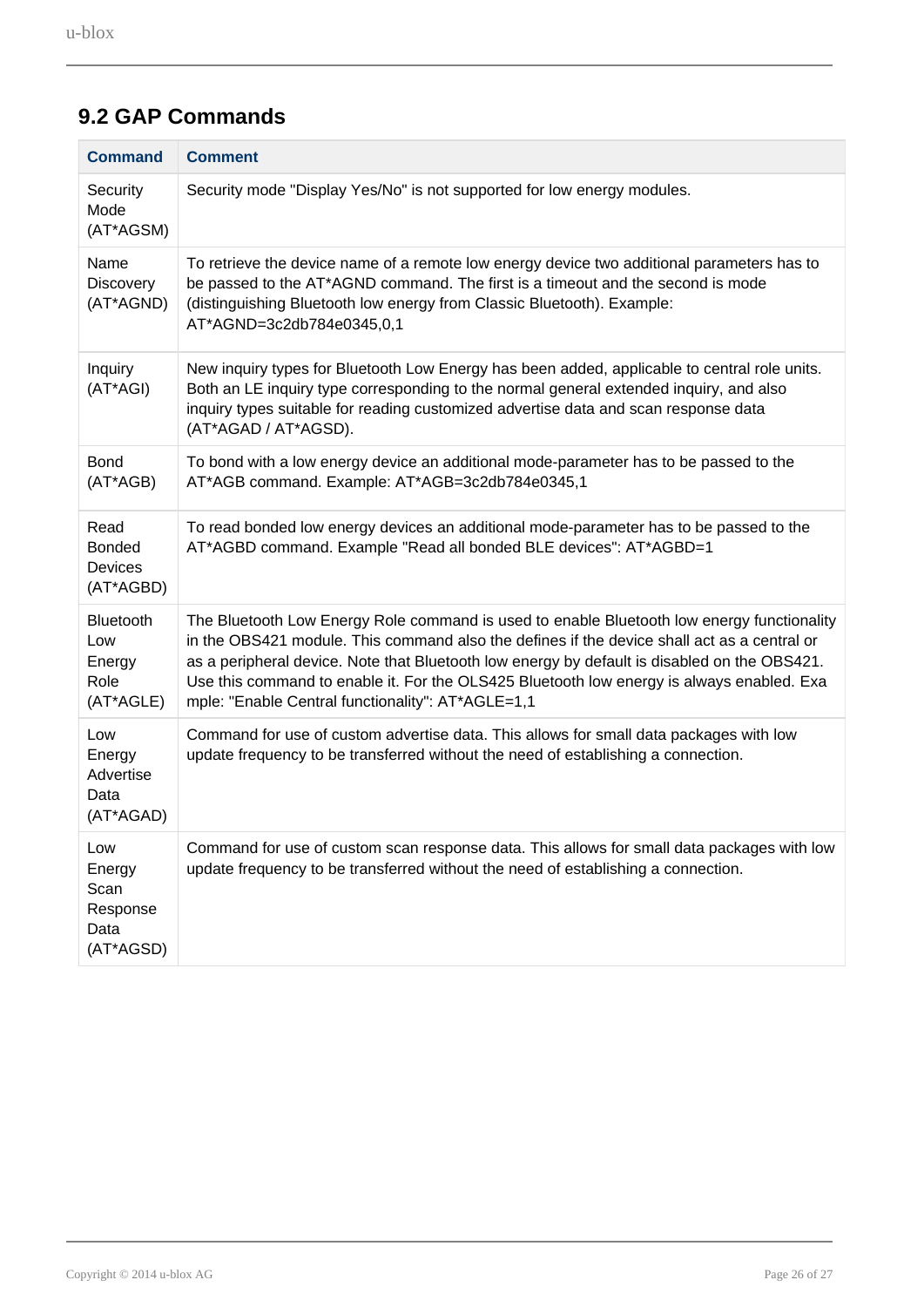## 9.2 GAP Commands

| Command | Comment |
|---|---|
| Security Mode (AT*AGSM) | Security mode "Display Yes/No" is not supported for low energy modules. |
| Name Discovery (AT*AGND) | To retrieve the device name of a remote low energy device two additional parameters has to be passed to the AT*AGND command. The first is a timeout and the second is mode (distinguishing Bluetooth low energy from Classic Bluetooth). Example: AT*AGND=3c2db784e0345,0,1 |
| Inquiry (AT*AGI) | New inquiry types for Bluetooth Low Energy has been added, applicable to central role units. Both an LE inquiry type corresponding to the normal general extended inquiry, and also inquiry types suitable for reading customized advertise data and scan response data (AT*AGAD / AT*AGSD). |
| Bond (AT*AGB) | To bond with a low energy device an additional mode-parameter has to be passed to the AT*AGB command. Example: AT*AGB=3c2db784e0345,1 |
| Read Bonded Devices (AT*AGBD) | To read bonded low energy devices an additional mode-parameter has to be passed to the AT*AGBD command. Example "Read all bonded BLE devices": AT*AGBD=1 |
| Bluetooth Low Energy Role (AT*AGLE) | The Bluetooth Low Energy Role command is used to enable Bluetooth low energy functionality in the OBS421 module. This command also the defines if the device shall act as a central or as a peripheral device. Note that Bluetooth low energy by default is disabled on the OBS421. Use this command to enable it. For the OLS425 Bluetooth low energy is always enabled. Example: "Enable Central functionality": AT*AGLE=1,1 |
| Low Energy Advertise Data (AT*AGAD) | Command for use of custom advertise data. This allows for small data packages with low update frequency to be transferred without the need of establishing a connection. |
| Low Energy Scan Response Data (AT*AGSD) | Command for use of custom scan response data. This allows for small data packages with low update frequency to be transferred without the need of establishing a connection. |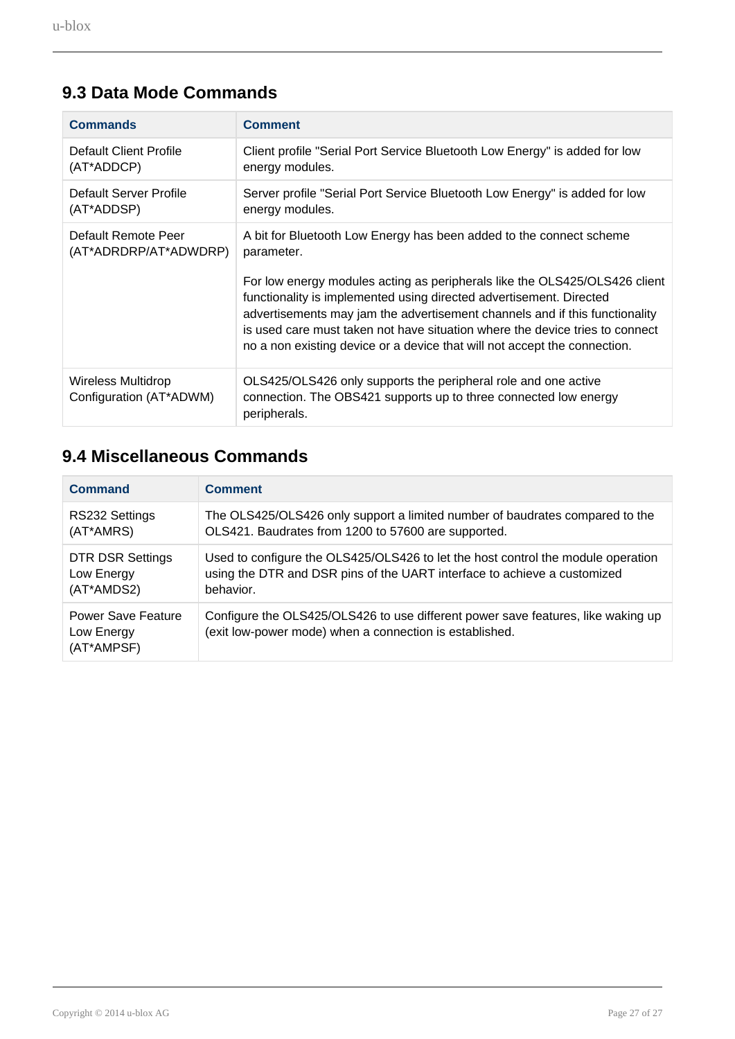## 9.3 Data Mode Commands

| Commands | Comment |
| --- | --- |
| Default Client Profile (AT*ADDCP) | Client profile "Serial Port Service Bluetooth Low Energy" is added for low energy modules. |
| Default Server Profile (AT*ADDSP) | Server profile "Serial Port Service Bluetooth Low Energy" is added for low energy modules. |
| Default Remote Peer (AT*ADRDRP/AT*ADWDRP) | A bit for Bluetooth Low Energy has been added to the connect scheme parameter.<br><br>For low energy modules acting as peripherals like the OLS425/OLS426 client functionality is implemented using directed advertisement. Directed advertisements may jam the advertisement channels and if this functionality is used care must taken not have situation where the device tries to connect no a non existing device or a device that will not accept the connection. |
| Wireless Multidrop Configuration (AT*ADWM) | OLS425/OLS426 only supports the peripheral role and one active connection. The OBS421 supports up to three connected low energy peripherals. |

## 9.4 Miscellaneous Commands

| Command | Comment |
| --- | --- |
| RS232 Settings (AT*AMRS) | The OLS425/OLS426 only support a limited number of baudrates compared to the OLS421. Baudrates from 1200 to 57600 are supported. |
| DTR DSR Settings Low Energy (AT*AMDS2) | Used to configure the OLS425/OLS426 to let the host control the module operation using the DTR and DSR pins of the UART interface to achieve a customized behavior. |
| Power Save Feature Low Energy (AT*AMPSF) | Configure the OLS425/OLS426 to use different power save features, like waking up (exit low-power mode) when a connection is established. |